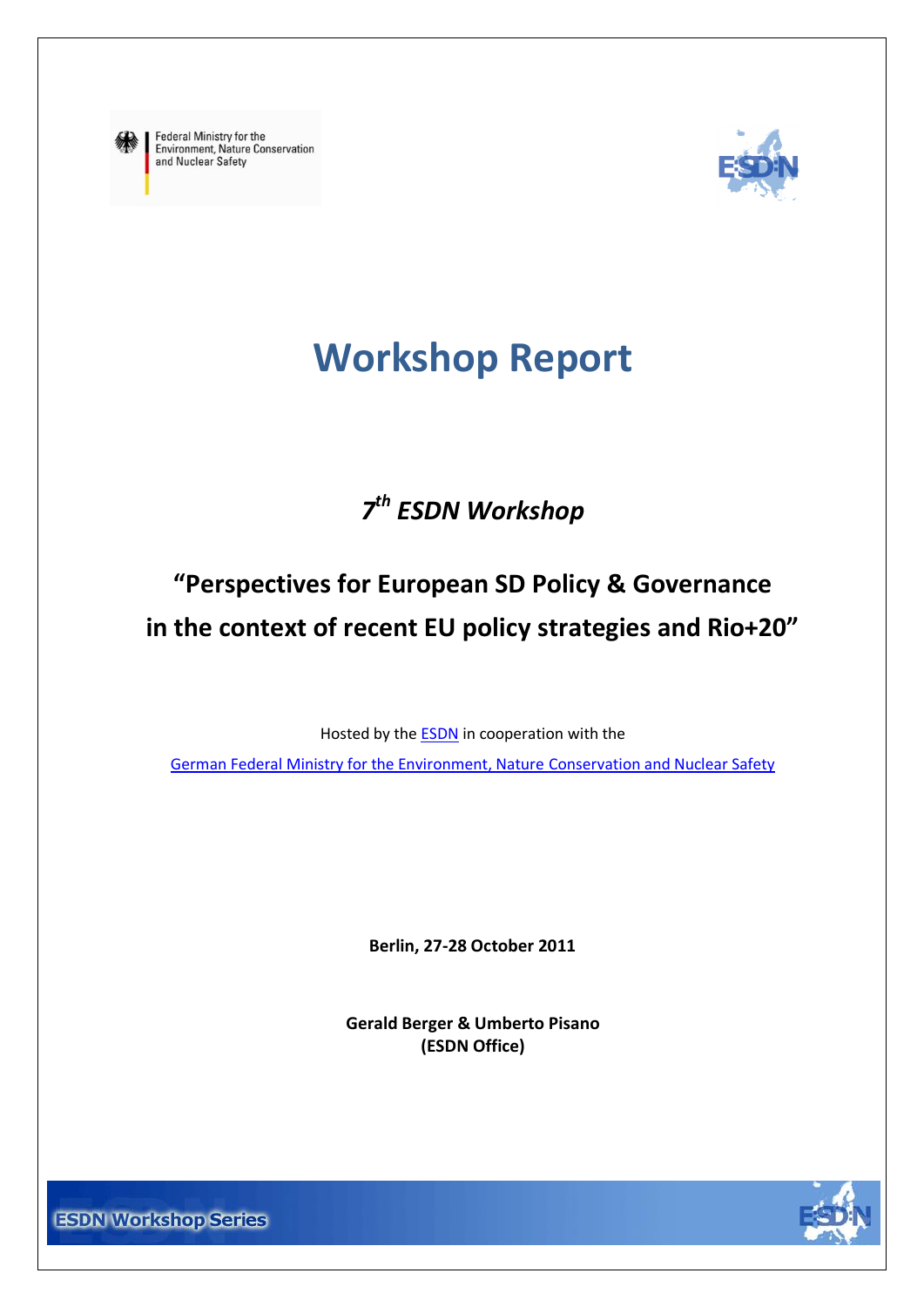Federal Ministry for the Environment, Nature Conservation and Nuclear Safety

# Workshop Report

## *7th ESDN Workshop*

## "Perspectives for European SD Policy & Governance in the context of recent EU policy strategies and Rio+20"

Hosted by the ESDN in cooperation with the German Federal Ministry for the Environment, Nature Conservation and Nuclear Safety

**Berlin, 27-28 October 2011**

**Gerald Berger & Umberto Pisano**
**(ESDN Office)**

ESDN Workshop Series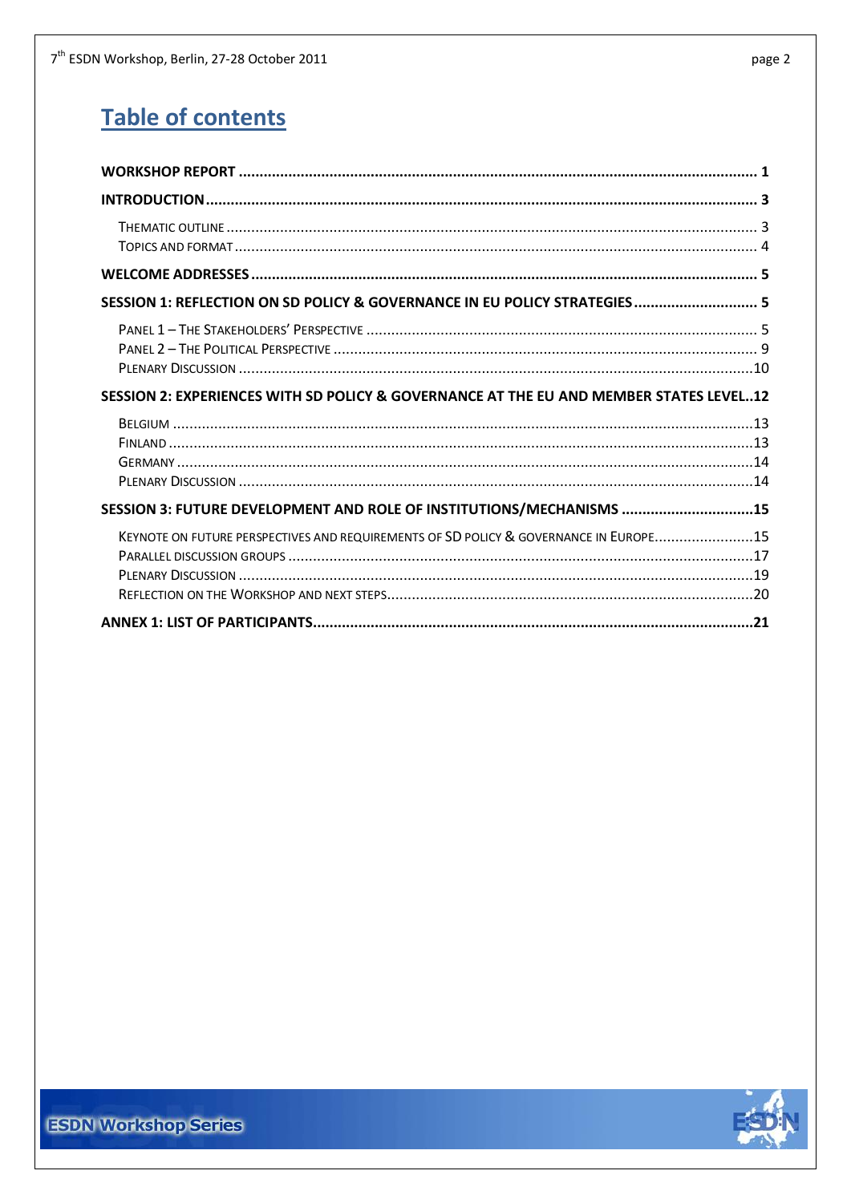# Table of contents

**WORKSHOP REPORT** ........ 1

**INTRODUCTION** ........ 3

- Thematic outline ........ 3
- Topics and format ........ 4

**WELCOME ADDRESSES** ........ 5

**SESSION 1: REFLECTION ON SD POLICY & GOVERNANCE IN EU POLICY STRATEGIES** ........ 5

- Panel 1 – The Stakeholders' Perspective ........ 5
- Panel 2 – The Political Perspective ........ 9
- Plenary Discussion ........ 10

**SESSION 2: EXPERIENCES WITH SD POLICY & GOVERNANCE AT THE EU AND MEMBER STATES LEVEL** ........ 12

- Belgium ........ 13
- Finland ........ 13
- Germany ........ 14
- Plenary Discussion ........ 14

**SESSION 3: FUTURE DEVELOPMENT AND ROLE OF INSTITUTIONS/MECHANISMS** ........ 15

- Keynote on future perspectives and requirements of SD policy & governance in Europe ........ 15
- Parallel discussion groups ........ 17
- Plenary Discussion ........ 19
- Reflection on the Workshop and next steps ........ 20

**ANNEX 1: LIST OF PARTICIPANTS** ........ 21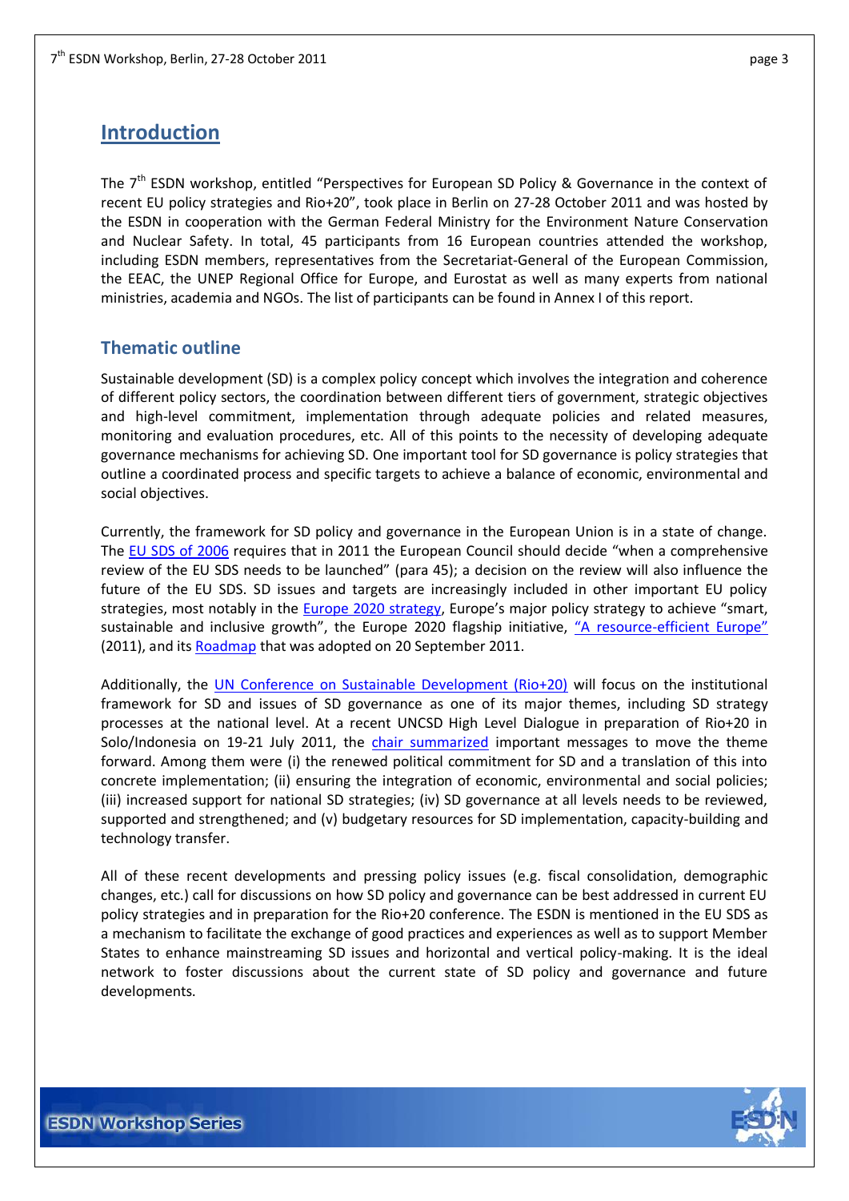# Introduction

The 7th ESDN workshop, entitled "Perspectives for European SD Policy & Governance in the context of recent EU policy strategies and Rio+20", took place in Berlin on 27-28 October 2011 and was hosted by the ESDN in cooperation with the German Federal Ministry for the Environment Nature Conservation and Nuclear Safety. In total, 45 participants from 16 European countries attended the workshop, including ESDN members, representatives from the Secretariat-General of the European Commission, the EEAC, the UNEP Regional Office for Europe, and Eurostat as well as many experts from national ministries, academia and NGOs. The list of participants can be found in Annex I of this report.

## Thematic outline

Sustainable development (SD) is a complex policy concept which involves the integration and coherence of different policy sectors, the coordination between different tiers of government, strategic objectives and high-level commitment, implementation through adequate policies and related measures, monitoring and evaluation procedures, etc. All of this points to the necessity of developing adequate governance mechanisms for achieving SD. One important tool for SD governance is policy strategies that outline a coordinated process and specific targets to achieve a balance of economic, environmental and social objectives.

Currently, the framework for SD policy and governance in the European Union is in a state of change. The EU SDS of 2006 requires that in 2011 the European Council should decide "when a comprehensive review of the EU SDS needs to be launched" (para 45); a decision on the review will also influence the future of the EU SDS. SD issues and targets are increasingly included in other important EU policy strategies, most notably in the Europe 2020 strategy, Europe's major policy strategy to achieve "smart, sustainable and inclusive growth", the Europe 2020 flagship initiative, "A resource-efficient Europe" (2011), and its Roadmap that was adopted on 20 September 2011.

Additionally, the UN Conference on Sustainable Development (Rio+20) will focus on the institutional framework for SD and issues of SD governance as one of its major themes, including SD strategy processes at the national level. At a recent UNCSD High Level Dialogue in preparation of Rio+20 in Solo/Indonesia on 19-21 July 2011, the chair summarized important messages to move the theme forward. Among them were (i) the renewed political commitment for SD and a translation of this into concrete implementation; (ii) ensuring the integration of economic, environmental and social policies; (iii) increased support for national SD strategies; (iv) SD governance at all levels needs to be reviewed, supported and strengthened; and (v) budgetary resources for SD implementation, capacity-building and technology transfer.

All of these recent developments and pressing policy issues (e.g. fiscal consolidation, demographic changes, etc.) call for discussions on how SD policy and governance can be best addressed in current EU policy strategies and in preparation for the Rio+20 conference. The ESDN is mentioned in the EU SDS as a mechanism to facilitate the exchange of good practices and experiences as well as to support Member States to enhance mainstreaming SD issues and horizontal and vertical policy-making. It is the ideal network to foster discussions about the current state of SD policy and governance and future developments.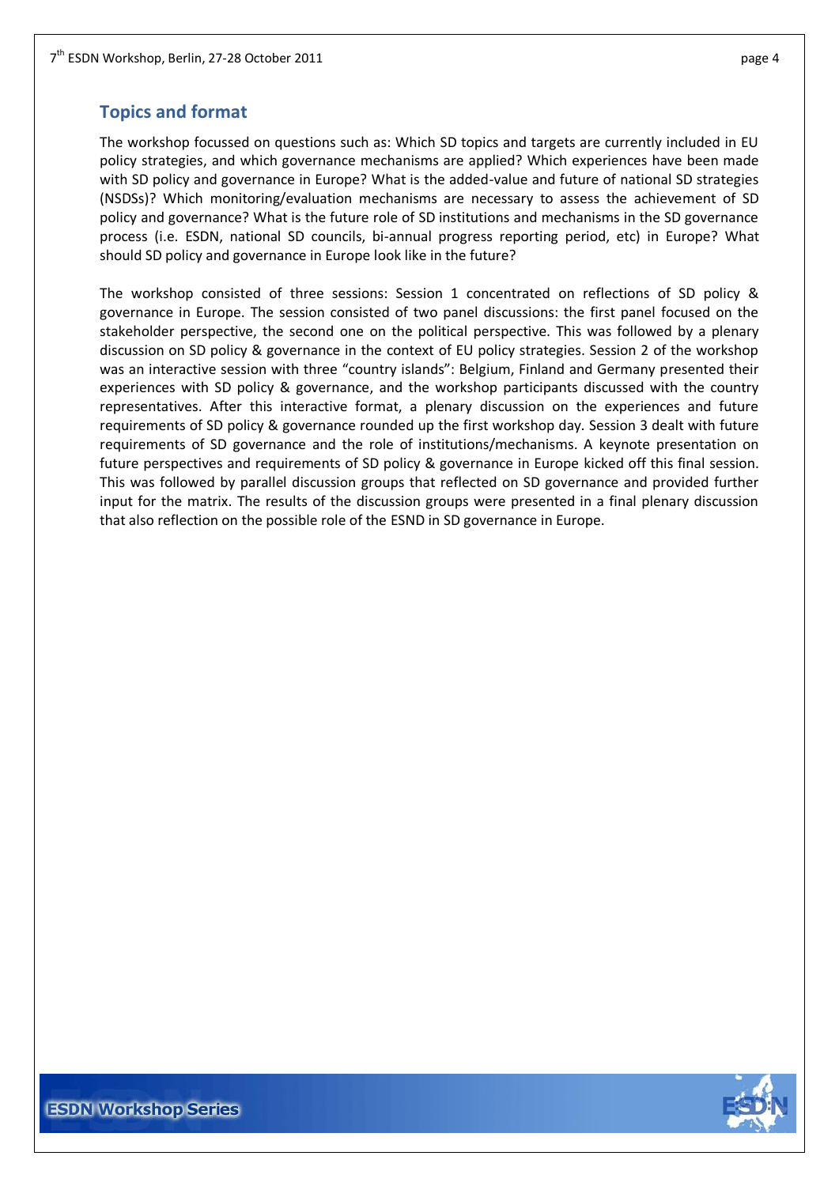## Topics and format

The workshop focussed on questions such as: Which SD topics and targets are currently included in EU policy strategies, and which governance mechanisms are applied? Which experiences have been made with SD policy and governance in Europe? What is the added-value and future of national SD strategies (NSDSs)? Which monitoring/evaluation mechanisms are necessary to assess the achievement of SD policy and governance? What is the future role of SD institutions and mechanisms in the SD governance process (i.e. ESDN, national SD councils, bi-annual progress reporting period, etc) in Europe? What should SD policy and governance in Europe look like in the future?

The workshop consisted of three sessions: Session 1 concentrated on reflections of SD policy & governance in Europe. The session consisted of two panel discussions: the first panel focused on the stakeholder perspective, the second one on the political perspective. This was followed by a plenary discussion on SD policy & governance in the context of EU policy strategies. Session 2 of the workshop was an interactive session with three "country islands": Belgium, Finland and Germany presented their experiences with SD policy & governance, and the workshop participants discussed with the country representatives. After this interactive format, a plenary discussion on the experiences and future requirements of SD policy & governance rounded up the first workshop day. Session 3 dealt with future requirements of SD governance and the role of institutions/mechanisms. A keynote presentation on future perspectives and requirements of SD policy & governance in Europe kicked off this final session. This was followed by parallel discussion groups that reflected on SD governance and provided further input for the matrix. The results of the discussion groups were presented in a final plenary discussion that also reflection on the possible role of the ESND in SD governance in Europe.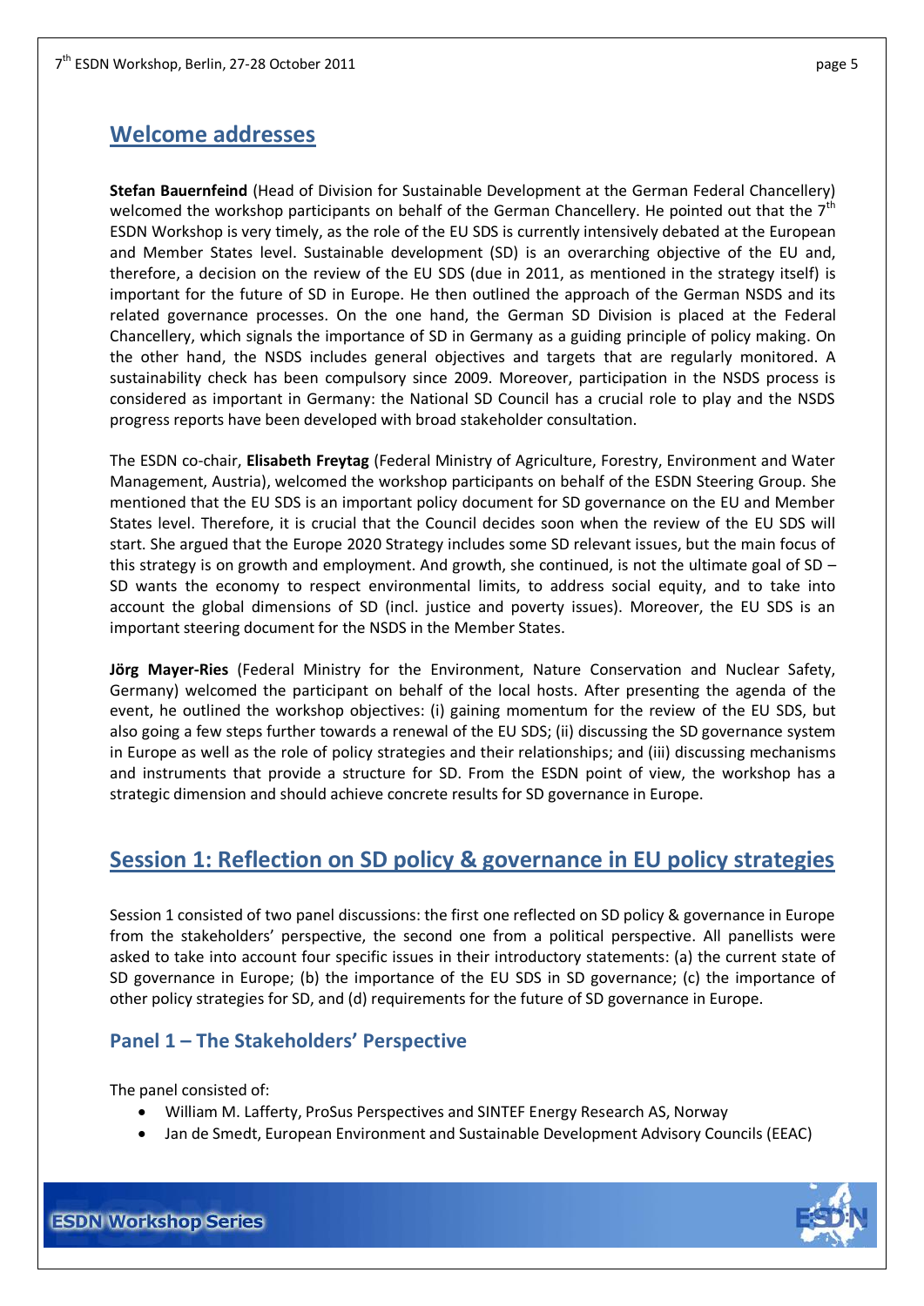## Welcome addresses

**Stefan Bauernfeind** (Head of Division for Sustainable Development at the German Federal Chancellery) welcomed the workshop participants on behalf of the German Chancellery. He pointed out that the 7th ESDN Workshop is very timely, as the role of the EU SDS is currently intensively debated at the European and Member States level. Sustainable development (SD) is an overarching objective of the EU and, therefore, a decision on the review of the EU SDS (due in 2011, as mentioned in the strategy itself) is important for the future of SD in Europe. He then outlined the approach of the German NSDS and its related governance processes. On the one hand, the German SD Division is placed at the Federal Chancellery, which signals the importance of SD in Germany as a guiding principle of policy making. On the other hand, the NSDS includes general objectives and targets that are regularly monitored. A sustainability check has been compulsory since 2009. Moreover, participation in the NSDS process is considered as important in Germany: the National SD Council has a crucial role to play and the NSDS progress reports have been developed with broad stakeholder consultation.

The ESDN co-chair, **Elisabeth Freytag** (Federal Ministry of Agriculture, Forestry, Environment and Water Management, Austria), welcomed the workshop participants on behalf of the ESDN Steering Group. She mentioned that the EU SDS is an important policy document for SD governance on the EU and Member States level. Therefore, it is crucial that the Council decides soon when the review of the EU SDS will start. She argued that the Europe 2020 Strategy includes some SD relevant issues, but the main focus of this strategy is on growth and employment. And growth, she continued, is not the ultimate goal of SD – SD wants the economy to respect environmental limits, to address social equity, and to take into account the global dimensions of SD (incl. justice and poverty issues). Moreover, the EU SDS is an important steering document for the NSDS in the Member States.

**Jörg Mayer-Ries** (Federal Ministry for the Environment, Nature Conservation and Nuclear Safety, Germany) welcomed the participant on behalf of the local hosts. After presenting the agenda of the event, he outlined the workshop objectives: (i) gaining momentum for the review of the EU SDS, but also going a few steps further towards a renewal of the EU SDS; (ii) discussing the SD governance system in Europe as well as the role of policy strategies and their relationships; and (iii) discussing mechanisms and instruments that provide a structure for SD. From the ESDN point of view, the workshop has a strategic dimension and should achieve concrete results for SD governance in Europe.

## Session 1: Reflection on SD policy & governance in EU policy strategies

Session 1 consisted of two panel discussions: the first one reflected on SD policy & governance in Europe from the stakeholders' perspective, the second one from a political perspective. All panellists were asked to take into account four specific issues in their introductory statements: (a) the current state of SD governance in Europe; (b) the importance of the EU SDS in SD governance; (c) the importance of other policy strategies for SD, and (d) requirements for the future of SD governance in Europe.

### Panel 1 – The Stakeholders' Perspective

The panel consisted of:

- William M. Lafferty, ProSus Perspectives and SINTEF Energy Research AS, Norway
- Jan de Smedt, European Environment and Sustainable Development Advisory Councils (EEAC)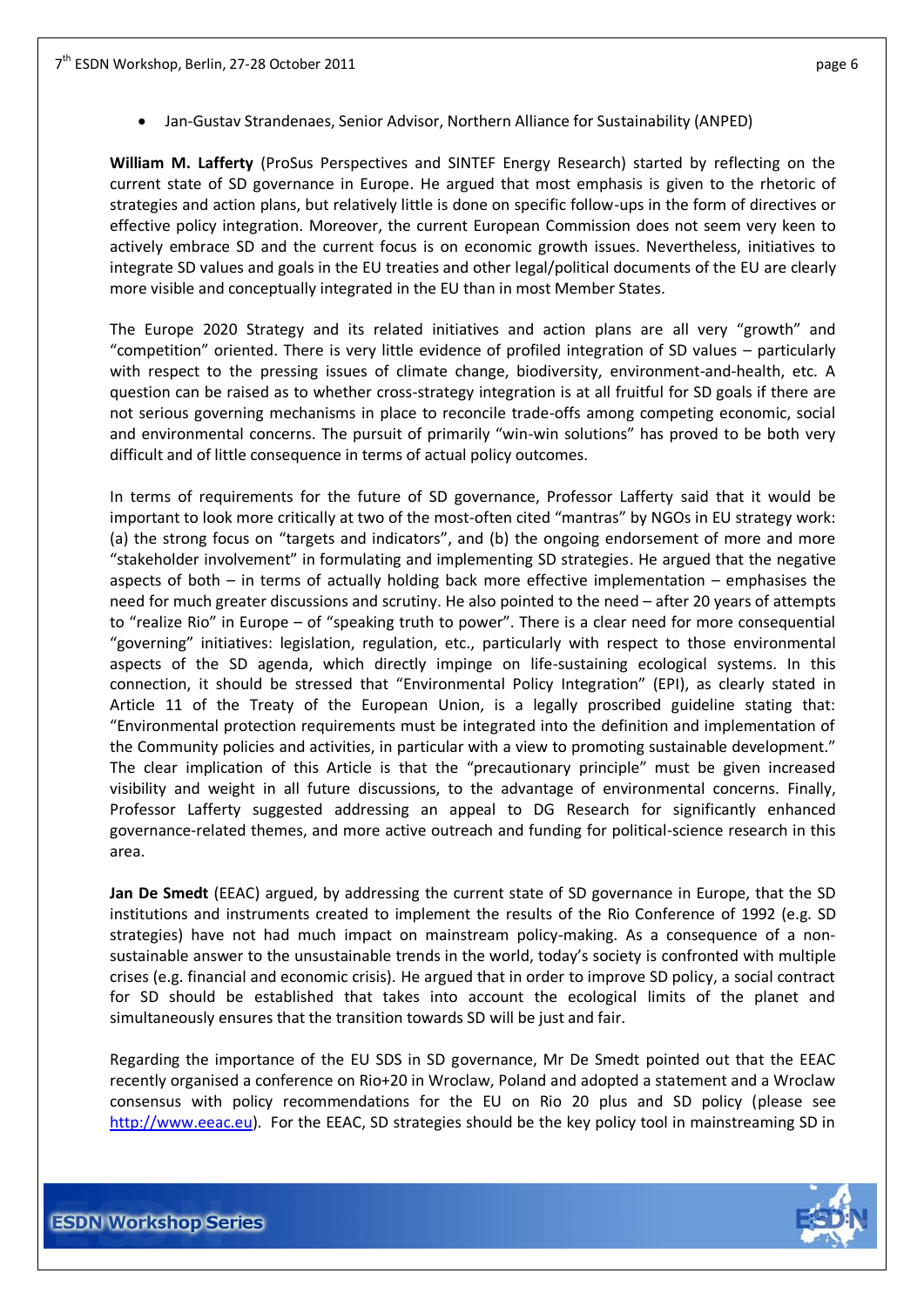- Jan-Gustav Strandenaes, Senior Advisor, Northern Alliance for Sustainability (ANPED)

**William M. Lafferty** (ProSus Perspectives and SINTEF Energy Research) started by reflecting on the current state of SD governance in Europe. He argued that most emphasis is given to the rhetoric of strategies and action plans, but relatively little is done on specific follow-ups in the form of directives or effective policy integration. Moreover, the current European Commission does not seem very keen to actively embrace SD and the current focus is on economic growth issues. Nevertheless, initiatives to integrate SD values and goals in the EU treaties and other legal/political documents of the EU are clearly more visible and conceptually integrated in the EU than in most Member States.

The Europe 2020 Strategy and its related initiatives and action plans are all very "growth" and "competition" oriented. There is very little evidence of profiled integration of SD values – particularly with respect to the pressing issues of climate change, biodiversity, environment-and-health, etc. A question can be raised as to whether cross-strategy integration is at all fruitful for SD goals if there are not serious governing mechanisms in place to reconcile trade-offs among competing economic, social and environmental concerns. The pursuit of primarily "win-win solutions" has proved to be both very difficult and of little consequence in terms of actual policy outcomes.

In terms of requirements for the future of SD governance, Professor Lafferty said that it would be important to look more critically at two of the most-often cited "mantras" by NGOs in EU strategy work: (a) the strong focus on "targets and indicators", and (b) the ongoing endorsement of more and more "stakeholder involvement" in formulating and implementing SD strategies. He argued that the negative aspects of both – in terms of actually holding back more effective implementation – emphasises the need for much greater discussions and scrutiny. He also pointed to the need – after 20 years of attempts to "realize Rio" in Europe – of "speaking truth to power". There is a clear need for more consequential "governing" initiatives: legislation, regulation, etc., particularly with respect to those environmental aspects of the SD agenda, which directly impinge on life-sustaining ecological systems. In this connection, it should be stressed that "Environmental Policy Integration" (EPI), as clearly stated in Article 11 of the Treaty of the European Union, is a legally proscribed guideline stating that: "Environmental protection requirements must be integrated into the definition and implementation of the Community policies and activities, in particular with a view to promoting sustainable development." The clear implication of this Article is that the "precautionary principle" must be given increased visibility and weight in all future discussions, to the advantage of environmental concerns. Finally, Professor Lafferty suggested addressing an appeal to DG Research for significantly enhanced governance-related themes, and more active outreach and funding for political-science research in this area.

**Jan De Smedt** (EEAC) argued, by addressing the current state of SD governance in Europe, that the SD institutions and instruments created to implement the results of the Rio Conference of 1992 (e.g. SD strategies) have not had much impact on mainstream policy-making. As a consequence of a non-sustainable answer to the unsustainable trends in the world, today's society is confronted with multiple crises (e.g. financial and economic crisis). He argued that in order to improve SD policy, a social contract for SD should be established that takes into account the ecological limits of the planet and simultaneously ensures that the transition towards SD will be just and fair.

Regarding the importance of the EU SDS in SD governance, Mr De Smedt pointed out that the EEAC recently organised a conference on Rio+20 in Wroclaw, Poland and adopted a statement and a Wroclaw consensus with policy recommendations for the EU on Rio 20 plus and SD policy (please see http://www.eeac.eu). For the EEAC, SD strategies should be the key policy tool in mainstreaming SD in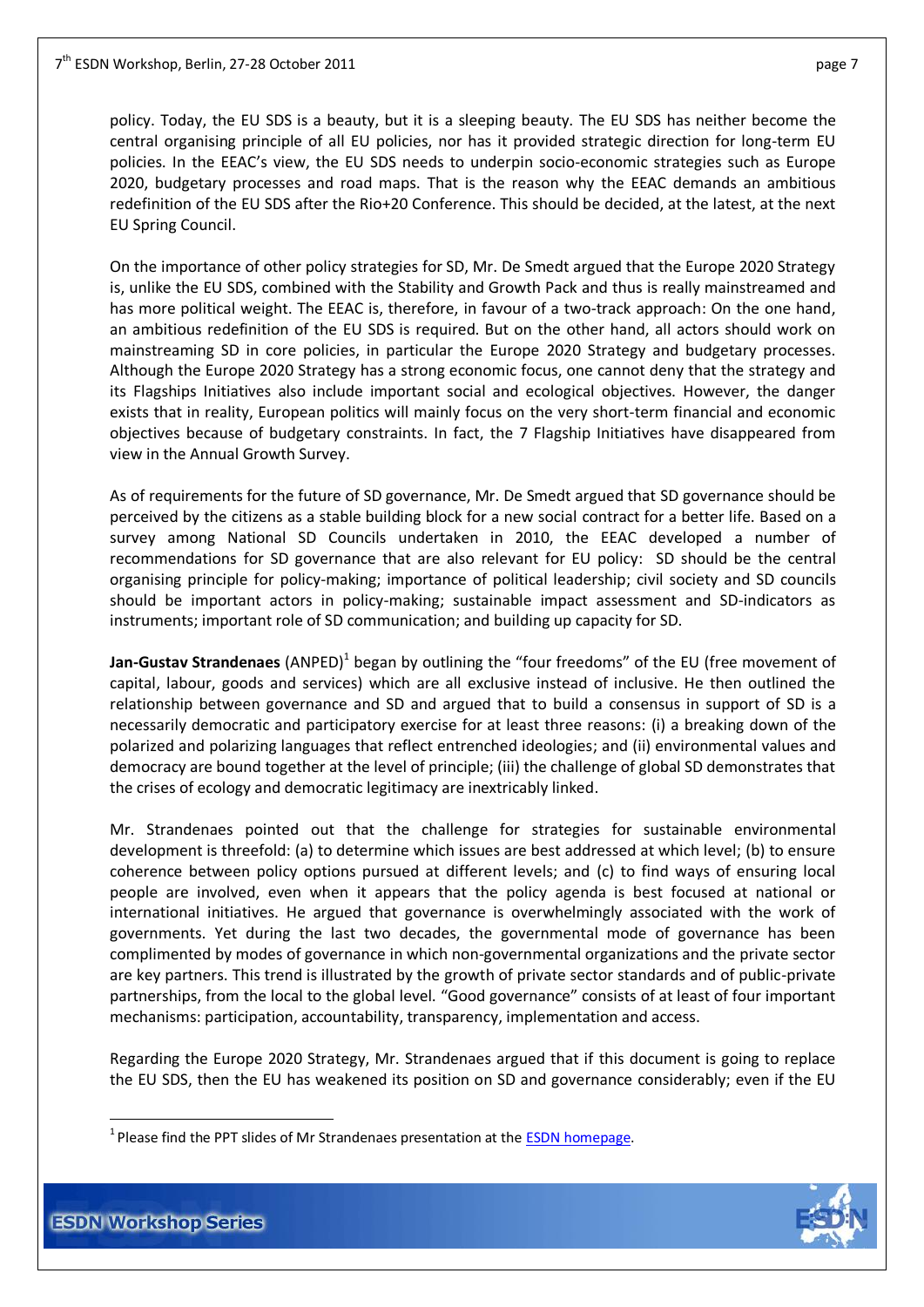policy. Today, the EU SDS is a beauty, but it is a sleeping beauty. The EU SDS has neither become the central organising principle of all EU policies, nor has it provided strategic direction for long-term EU policies. In the EEAC's view, the EU SDS needs to underpin socio-economic strategies such as Europe 2020, budgetary processes and road maps. That is the reason why the EEAC demands an ambitious redefinition of the EU SDS after the Rio+20 Conference. This should be decided, at the latest, at the next EU Spring Council.

On the importance of other policy strategies for SD, Mr. De Smedt argued that the Europe 2020 Strategy is, unlike the EU SDS, combined with the Stability and Growth Pack and thus is really mainstreamed and has more political weight. The EEAC is, therefore, in favour of a two-track approach: On the one hand, an ambitious redefinition of the EU SDS is required. But on the other hand, all actors should work on mainstreaming SD in core policies, in particular the Europe 2020 Strategy and budgetary processes. Although the Europe 2020 Strategy has a strong economic focus, one cannot deny that the strategy and its Flagships Initiatives also include important social and ecological objectives. However, the danger exists that in reality, European politics will mainly focus on the very short-term financial and economic objectives because of budgetary constraints. In fact, the 7 Flagship Initiatives have disappeared from view in the Annual Growth Survey.

As of requirements for the future of SD governance, Mr. De Smedt argued that SD governance should be perceived by the citizens as a stable building block for a new social contract for a better life. Based on a survey among National SD Councils undertaken in 2010, the EEAC developed a number of recommendations for SD governance that are also relevant for EU policy: SD should be the central organising principle for policy-making; importance of political leadership; civil society and SD councils should be important actors in policy-making; sustainable impact assessment and SD-indicators as instruments; important role of SD communication; and building up capacity for SD.

**Jan-Gustav Strandenaes** (ANPED)[1] began by outlining the "four freedoms" of the EU (free movement of capital, labour, goods and services) which are all exclusive instead of inclusive. He then outlined the relationship between governance and SD and argued that to build a consensus in support of SD is a necessarily democratic and participatory exercise for at least three reasons: (i) a breaking down of the polarized and polarizing languages that reflect entrenched ideologies; and (ii) environmental values and democracy are bound together at the level of principle; (iii) the challenge of global SD demonstrates that the crises of ecology and democratic legitimacy are inextricably linked.

Mr. Strandenaes pointed out that the challenge for strategies for sustainable environmental development is threefold: (a) to determine which issues are best addressed at which level; (b) to ensure coherence between policy options pursued at different levels; and (c) to find ways of ensuring local people are involved, even when it appears that the policy agenda is best focused at national or international initiatives. He argued that governance is overwhelmingly associated with the work of governments. Yet during the last two decades, the governmental mode of governance has been complimented by modes of governance in which non-governmental organizations and the private sector are key partners. This trend is illustrated by the growth of private sector standards and of public-private partnerships, from the local to the global level. "Good governance" consists of at least of four important mechanisms: participation, accountability, transparency, implementation and access.

Regarding the Europe 2020 Strategy, Mr. Strandenaes argued that if this document is going to replace the EU SDS, then the EU has weakened its position on SD and governance considerably; even if the EU

[1] Please find the PPT slides of Mr Strandenaes presentation at the ESDN homepage.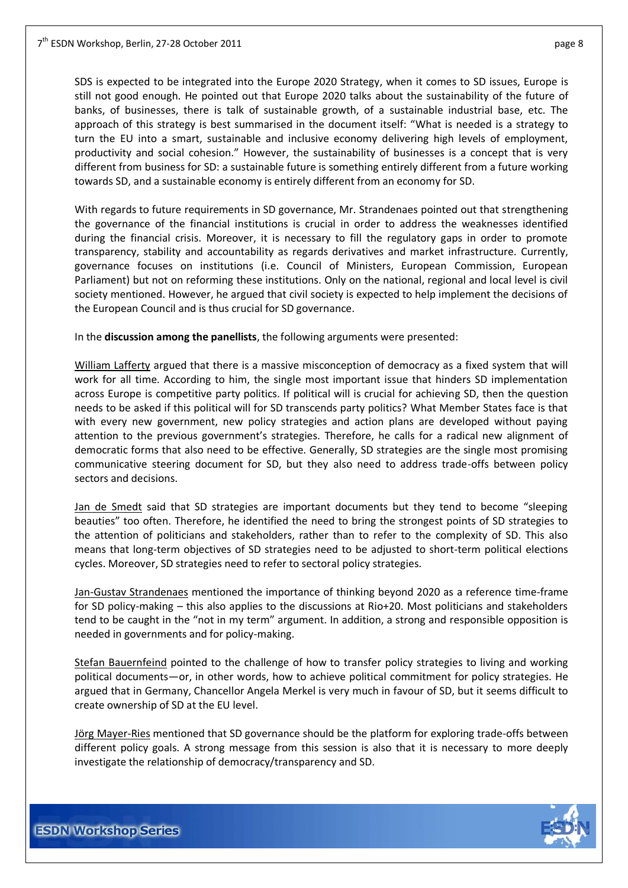SDS is expected to be integrated into the Europe 2020 Strategy, when it comes to SD issues, Europe is still not good enough. He pointed out that Europe 2020 talks about the sustainability of the future of banks, of businesses, there is talk of sustainable growth, of a sustainable industrial base, etc. The approach of this strategy is best summarised in the document itself: "What is needed is a strategy to turn the EU into a smart, sustainable and inclusive economy delivering high levels of employment, productivity and social cohesion." However, the sustainability of businesses is a concept that is very different from business for SD: a sustainable future is something entirely different from a future working towards SD, and a sustainable economy is entirely different from an economy for SD.

With regards to future requirements in SD governance, Mr. Strandenaes pointed out that strengthening the governance of the financial institutions is crucial in order to address the weaknesses identified during the financial crisis. Moreover, it is necessary to fill the regulatory gaps in order to promote transparency, stability and accountability as regards derivatives and market infrastructure. Currently, governance focuses on institutions (i.e. Council of Ministers, European Commission, European Parliament) but not on reforming these institutions. Only on the national, regional and local level is civil society mentioned. However, he argued that civil society is expected to help implement the decisions of the European Council and is thus crucial for SD governance.

In the **discussion among the panellists**, the following arguments were presented:

William Lafferty argued that there is a massive misconception of democracy as a fixed system that will work for all time. According to him, the single most important issue that hinders SD implementation across Europe is competitive party politics. If political will is crucial for achieving SD, then the question needs to be asked if this political will for SD transcends party politics? What Member States face is that with every new government, new policy strategies and action plans are developed without paying attention to the previous government's strategies. Therefore, he calls for a radical new alignment of democratic forms that also need to be effective. Generally, SD strategies are the single most promising communicative steering document for SD, but they also need to address trade-offs between policy sectors and decisions.

Jan de Smedt said that SD strategies are important documents but they tend to become "sleeping beauties" too often. Therefore, he identified the need to bring the strongest points of SD strategies to the attention of politicians and stakeholders, rather than to refer to the complexity of SD. This also means that long-term objectives of SD strategies need to be adjusted to short-term political elections cycles. Moreover, SD strategies need to refer to sectoral policy strategies.

Jan-Gustav Strandenaes mentioned the importance of thinking beyond 2020 as a reference time-frame for SD policy-making – this also applies to the discussions at Rio+20. Most politicians and stakeholders tend to be caught in the "not in my term" argument. In addition, a strong and responsible opposition is needed in governments and for policy-making.

Stefan Bauernfeind pointed to the challenge of how to transfer policy strategies to living and working political documents—or, in other words, how to achieve political commitment for policy strategies. He argued that in Germany, Chancellor Angela Merkel is very much in favour of SD, but it seems difficult to create ownership of SD at the EU level.

Jörg Mayer-Ries mentioned that SD governance should be the platform for exploring trade-offs between different policy goals. A strong message from this session is also that it is necessary to more deeply investigate the relationship of democracy/transparency and SD.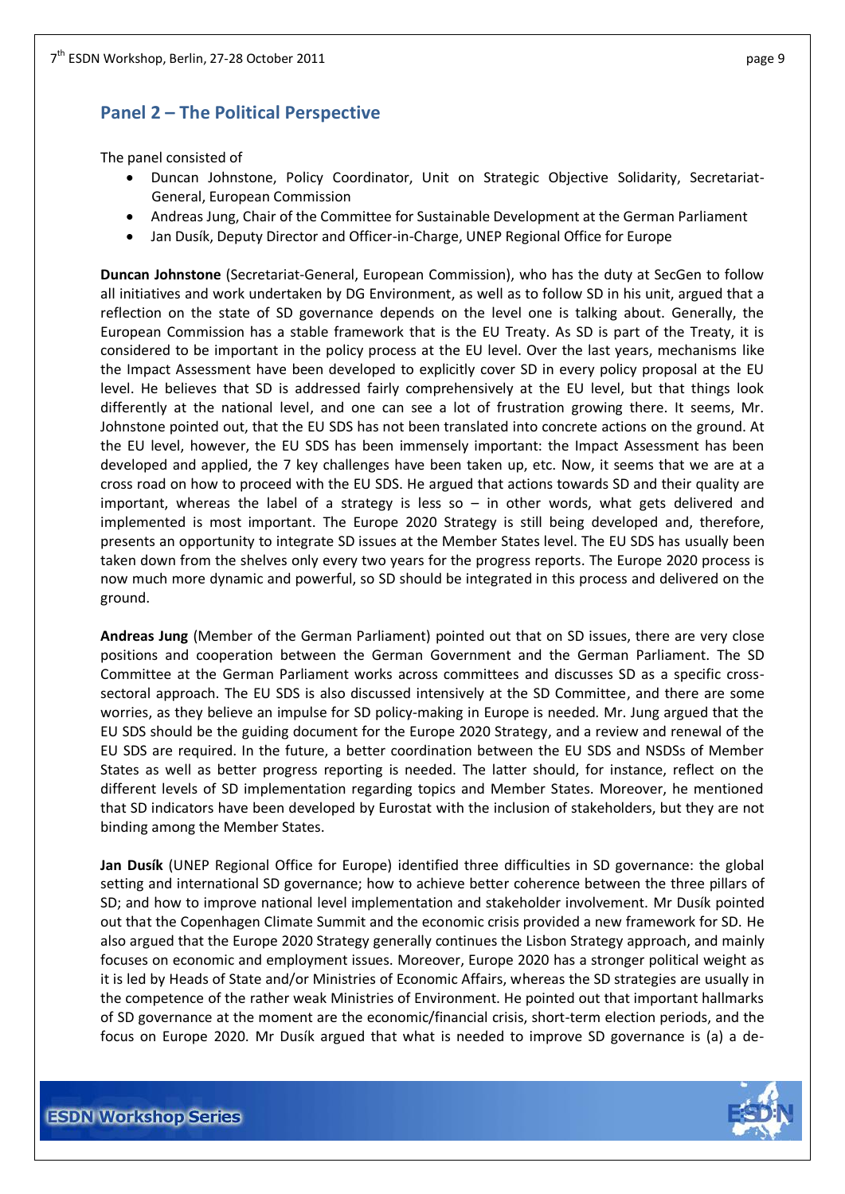## Panel 2 – The Political Perspective

The panel consisted of

- Duncan Johnstone, Policy Coordinator, Unit on Strategic Objective Solidarity, Secretariat-General, European Commission
- Andreas Jung, Chair of the Committee for Sustainable Development at the German Parliament
- Jan Dusík, Deputy Director and Officer-in-Charge, UNEP Regional Office for Europe

**Duncan Johnstone** (Secretariat-General, European Commission), who has the duty at SecGen to follow all initiatives and work undertaken by DG Environment, as well as to follow SD in his unit, argued that a reflection on the state of SD governance depends on the level one is talking about. Generally, the European Commission has a stable framework that is the EU Treaty. As SD is part of the Treaty, it is considered to be important in the policy process at the EU level. Over the last years, mechanisms like the Impact Assessment have been developed to explicitly cover SD in every policy proposal at the EU level. He believes that SD is addressed fairly comprehensively at the EU level, but that things look differently at the national level, and one can see a lot of frustration growing there. It seems, Mr. Johnstone pointed out, that the EU SDS has not been translated into concrete actions on the ground. At the EU level, however, the EU SDS has been immensely important: the Impact Assessment has been developed and applied, the 7 key challenges have been taken up, etc. Now, it seems that we are at a cross road on how to proceed with the EU SDS. He argued that actions towards SD and their quality are important, whereas the label of a strategy is less so – in other words, what gets delivered and implemented is most important. The Europe 2020 Strategy is still being developed and, therefore, presents an opportunity to integrate SD issues at the Member States level. The EU SDS has usually been taken down from the shelves only every two years for the progress reports. The Europe 2020 process is now much more dynamic and powerful, so SD should be integrated in this process and delivered on the ground.

**Andreas Jung** (Member of the German Parliament) pointed out that on SD issues, there are very close positions and cooperation between the German Government and the German Parliament. The SD Committee at the German Parliament works across committees and discusses SD as a specific cross-sectoral approach. The EU SDS is also discussed intensively at the SD Committee, and there are some worries, as they believe an impulse for SD policy-making in Europe is needed. Mr. Jung argued that the EU SDS should be the guiding document for the Europe 2020 Strategy, and a review and renewal of the EU SDS are required. In the future, a better coordination between the EU SDS and NSDSs of Member States as well as better progress reporting is needed. The latter should, for instance, reflect on the different levels of SD implementation regarding topics and Member States. Moreover, he mentioned that SD indicators have been developed by Eurostat with the inclusion of stakeholders, but they are not binding among the Member States.

**Jan Dusík** (UNEP Regional Office for Europe) identified three difficulties in SD governance: the global setting and international SD governance; how to achieve better coherence between the three pillars of SD; and how to improve national level implementation and stakeholder involvement. Mr Dusík pointed out that the Copenhagen Climate Summit and the economic crisis provided a new framework for SD. He also argued that the Europe 2020 Strategy generally continues the Lisbon Strategy approach, and mainly focuses on economic and employment issues. Moreover, Europe 2020 has a stronger political weight as it is led by Heads of State and/or Ministries of Economic Affairs, whereas the SD strategies are usually in the competence of the rather weak Ministries of Environment. He pointed out that important hallmarks of SD governance at the moment are the economic/financial crisis, short-term election periods, and the focus on Europe 2020. Mr Dusík argued that what is needed to improve SD governance is (a) a de-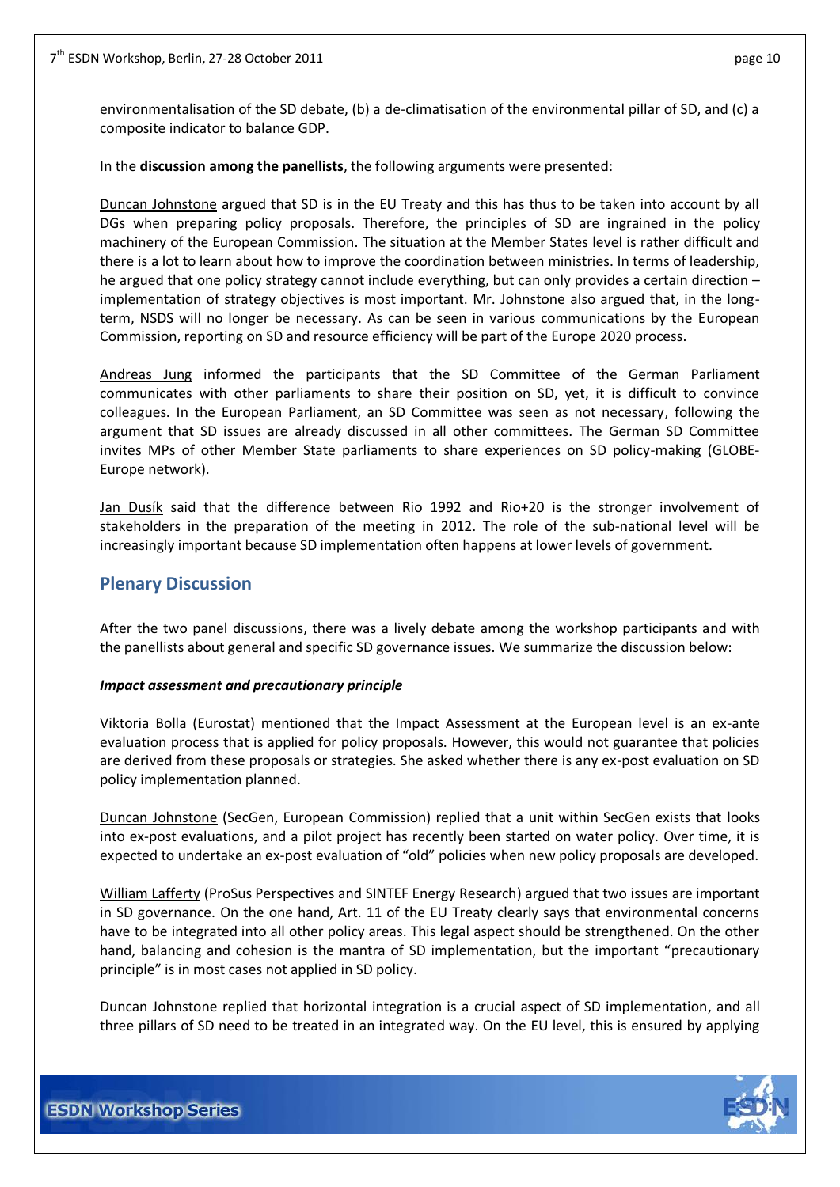environmentalisation of the SD debate, (b) a de-climatisation of the environmental pillar of SD, and (c) a composite indicator to balance GDP.

In the **discussion among the panellists**, the following arguments were presented:

Duncan Johnstone argued that SD is in the EU Treaty and this has thus to be taken into account by all DGs when preparing policy proposals. Therefore, the principles of SD are ingrained in the policy machinery of the European Commission. The situation at the Member States level is rather difficult and there is a lot to learn about how to improve the coordination between ministries. In terms of leadership, he argued that one policy strategy cannot include everything, but can only provides a certain direction – implementation of strategy objectives is most important. Mr. Johnstone also argued that, in the long-term, NSDS will no longer be necessary. As can be seen in various communications by the European Commission, reporting on SD and resource efficiency will be part of the Europe 2020 process.

Andreas Jung informed the participants that the SD Committee of the German Parliament communicates with other parliaments to share their position on SD, yet, it is difficult to convince colleagues. In the European Parliament, an SD Committee was seen as not necessary, following the argument that SD issues are already discussed in all other committees. The German SD Committee invites MPs of other Member State parliaments to share experiences on SD policy-making (GLOBE-Europe network).

Jan Dusík said that the difference between Rio 1992 and Rio+20 is the stronger involvement of stakeholders in the preparation of the meeting in 2012. The role of the sub-national level will be increasingly important because SD implementation often happens at lower levels of government.

## Plenary Discussion

After the two panel discussions, there was a lively debate among the workshop participants and with the panellists about general and specific SD governance issues. We summarize the discussion below:

***Impact assessment and precautionary principle***

Viktoria Bolla (Eurostat) mentioned that the Impact Assessment at the European level is an ex-ante evaluation process that is applied for policy proposals. However, this would not guarantee that policies are derived from these proposals or strategies. She asked whether there is any ex-post evaluation on SD policy implementation planned.

Duncan Johnstone (SecGen, European Commission) replied that a unit within SecGen exists that looks into ex-post evaluations, and a pilot project has recently been started on water policy. Over time, it is expected to undertake an ex-post evaluation of "old" policies when new policy proposals are developed.

William Lafferty (ProSus Perspectives and SINTEF Energy Research) argued that two issues are important in SD governance. On the one hand, Art. 11 of the EU Treaty clearly says that environmental concerns have to be integrated into all other policy areas. This legal aspect should be strengthened. On the other hand, balancing and cohesion is the mantra of SD implementation, but the important "precautionary principle" is in most cases not applied in SD policy.

Duncan Johnstone replied that horizontal integration is a crucial aspect of SD implementation, and all three pillars of SD need to be treated in an integrated way. On the EU level, this is ensured by applying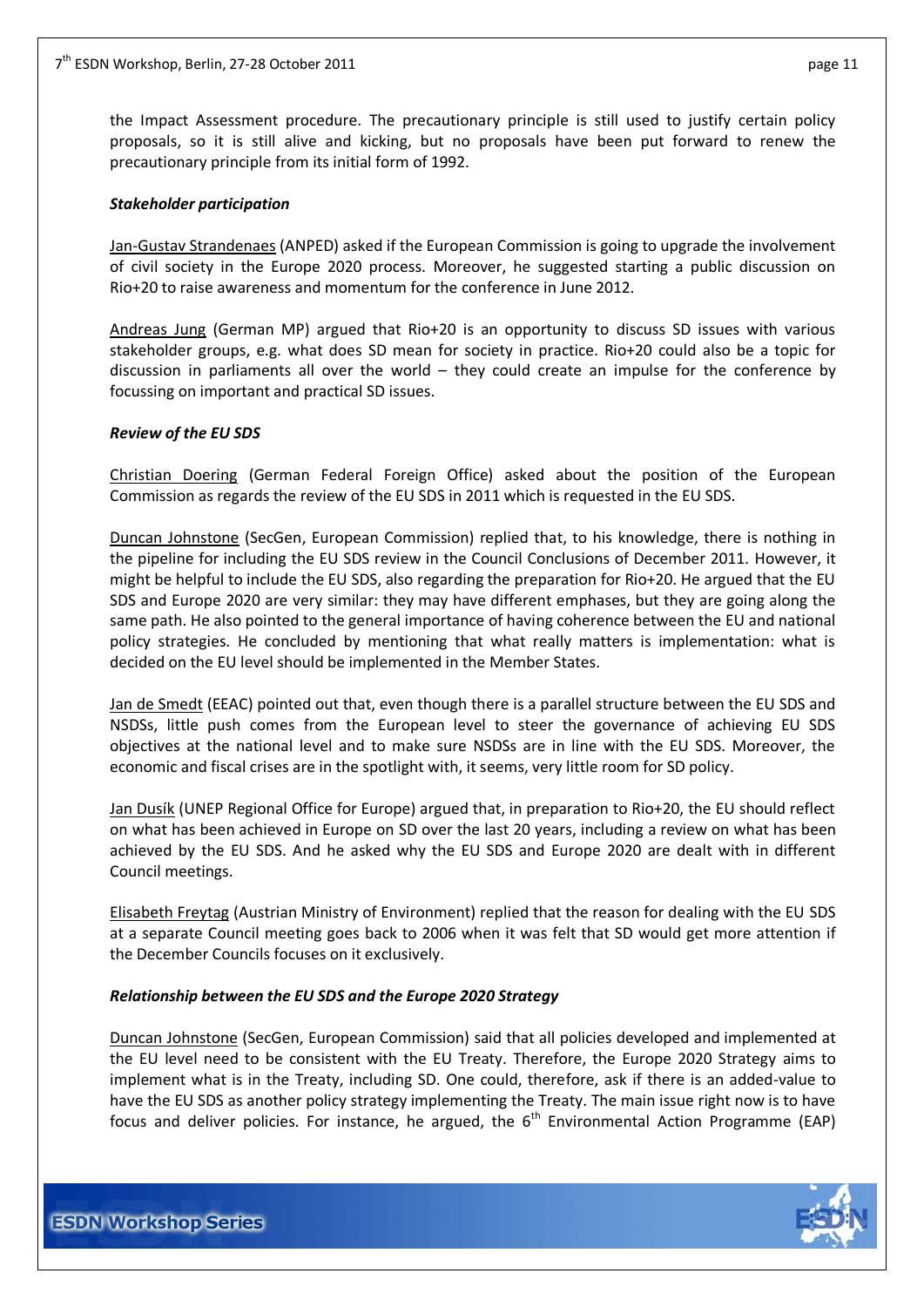the Impact Assessment procedure. The precautionary principle is still used to justify certain policy proposals, so it is still alive and kicking, but no proposals have been put forward to renew the precautionary principle from its initial form of 1992.

***Stakeholder participation***

Jan-Gustav Strandenaes (ANPED) asked if the European Commission is going to upgrade the involvement of civil society in the Europe 2020 process. Moreover, he suggested starting a public discussion on Rio+20 to raise awareness and momentum for the conference in June 2012.

Andreas Jung (German MP) argued that Rio+20 is an opportunity to discuss SD issues with various stakeholder groups, e.g. what does SD mean for society in practice. Rio+20 could also be a topic for discussion in parliaments all over the world – they could create an impulse for the conference by focussing on important and practical SD issues.

***Review of the EU SDS***

Christian Doering (German Federal Foreign Office) asked about the position of the European Commission as regards the review of the EU SDS in 2011 which is requested in the EU SDS.

Duncan Johnstone (SecGen, European Commission) replied that, to his knowledge, there is nothing in the pipeline for including the EU SDS review in the Council Conclusions of December 2011. However, it might be helpful to include the EU SDS, also regarding the preparation for Rio+20. He argued that the EU SDS and Europe 2020 are very similar: they may have different emphases, but they are going along the same path. He also pointed to the general importance of having coherence between the EU and national policy strategies. He concluded by mentioning that what really matters is implementation: what is decided on the EU level should be implemented in the Member States.

Jan de Smedt (EEAC) pointed out that, even though there is a parallel structure between the EU SDS and NSDSs, little push comes from the European level to steer the governance of achieving EU SDS objectives at the national level and to make sure NSDSs are in line with the EU SDS. Moreover, the economic and fiscal crises are in the spotlight with, it seems, very little room for SD policy.

Jan Dusík (UNEP Regional Office for Europe) argued that, in preparation to Rio+20, the EU should reflect on what has been achieved in Europe on SD over the last 20 years, including a review on what has been achieved by the EU SDS. And he asked why the EU SDS and Europe 2020 are dealt with in different Council meetings.

Elisabeth Freytag (Austrian Ministry of Environment) replied that the reason for dealing with the EU SDS at a separate Council meeting goes back to 2006 when it was felt that SD would get more attention if the December Councils focuses on it exclusively.

***Relationship between the EU SDS and the Europe 2020 Strategy***

Duncan Johnstone (SecGen, European Commission) said that all policies developed and implemented at the EU level need to be consistent with the EU Treaty. Therefore, the Europe 2020 Strategy aims to implement what is in the Treaty, including SD. One could, therefore, ask if there is an added-value to have the EU SDS as another policy strategy implementing the Treaty. The main issue right now is to have focus and deliver policies. For instance, he argued, the 6th Environmental Action Programme (EAP)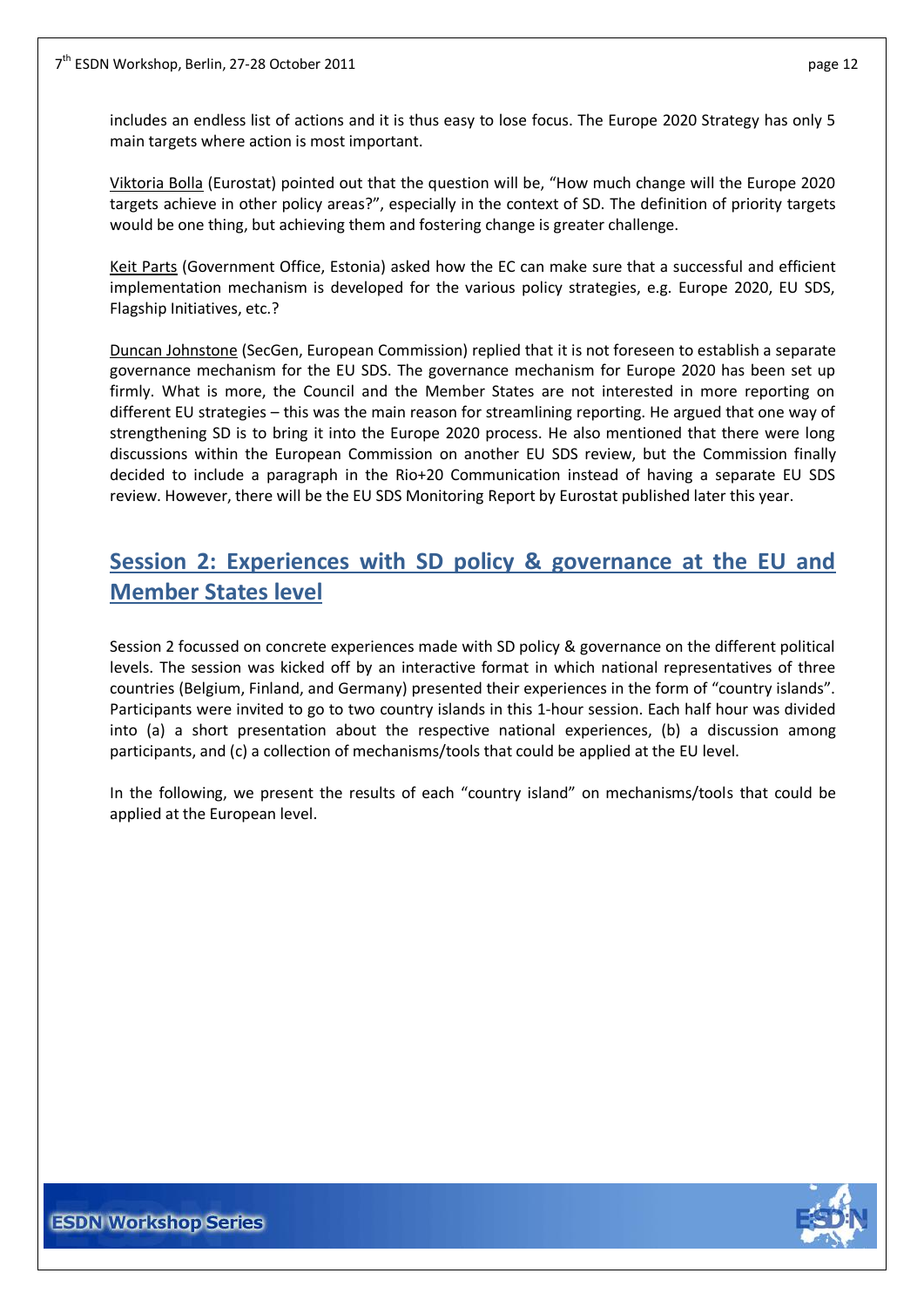includes an endless list of actions and it is thus easy to lose focus. The Europe 2020 Strategy has only 5 main targets where action is most important.

Viktoria Bolla (Eurostat) pointed out that the question will be, "How much change will the Europe 2020 targets achieve in other policy areas?", especially in the context of SD. The definition of priority targets would be one thing, but achieving them and fostering change is greater challenge.

Keit Parts (Government Office, Estonia) asked how the EC can make sure that a successful and efficient implementation mechanism is developed for the various policy strategies, e.g. Europe 2020, EU SDS, Flagship Initiatives, etc.?

Duncan Johnstone (SecGen, European Commission) replied that it is not foreseen to establish a separate governance mechanism for the EU SDS. The governance mechanism for Europe 2020 has been set up firmly. What is more, the Council and the Member States are not interested in more reporting on different EU strategies – this was the main reason for streamlining reporting. He argued that one way of strengthening SD is to bring it into the Europe 2020 process. He also mentioned that there were long discussions within the European Commission on another EU SDS review, but the Commission finally decided to include a paragraph in the Rio+20 Communication instead of having a separate EU SDS review. However, there will be the EU SDS Monitoring Report by Eurostat published later this year.

## Session 2: Experiences with SD policy & governance at the EU and Member States level

Session 2 focussed on concrete experiences made with SD policy & governance on the different political levels. The session was kicked off by an interactive format in which national representatives of three countries (Belgium, Finland, and Germany) presented their experiences in the form of "country islands". Participants were invited to go to two country islands in this 1-hour session. Each half hour was divided into (a) a short presentation about the respective national experiences, (b) a discussion among participants, and (c) a collection of mechanisms/tools that could be applied at the EU level.

In the following, we present the results of each "country island" on mechanisms/tools that could be applied at the European level.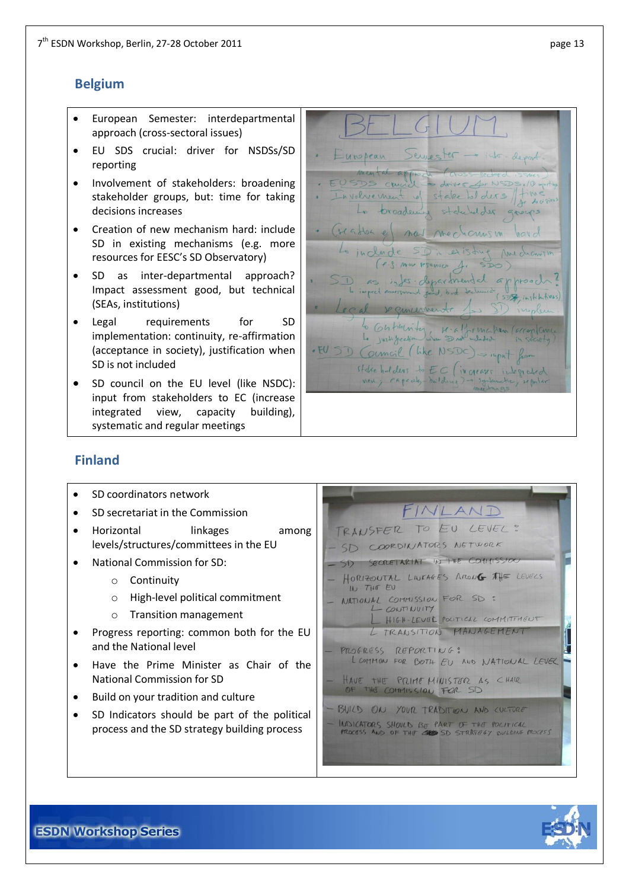## Belgium

- European Semester: interdepartmental approach (cross-sectoral issues)
- EU SDS crucial: driver for NSDSs/SD reporting
- Involvement of stakeholders: broadening stakeholder groups, but: time for taking decisions increases
- Creation of new mechanism hard: include SD in existing mechanisms (e.g. more resources for EESC's SD Observatory)
- SD as inter-departmental approach? Impact assessment good, but technical (SEAs, institutions)
- Legal requirements for SD implementation: continuity, re-affirmation (acceptance in society), justification when SD is not included
- SD council on the EU level (like NSDC): input from stakeholders to EC (increase integrated view, capacity building), systematic and regular meetings

## Finland

- SD coordinators network
- SD secretariat in the Commission
- Horizontal linkages among levels/structures/committees in the EU
- National Commission for SD:
  - Continuity
  - High-level political commitment
  - Transition management
- Progress reporting: common both for the EU and the National level
- Have the Prime Minister as Chair of the National Commission for SD
- Build on your tradition and culture
- SD Indicators should be part of the political process and the SD strategy building process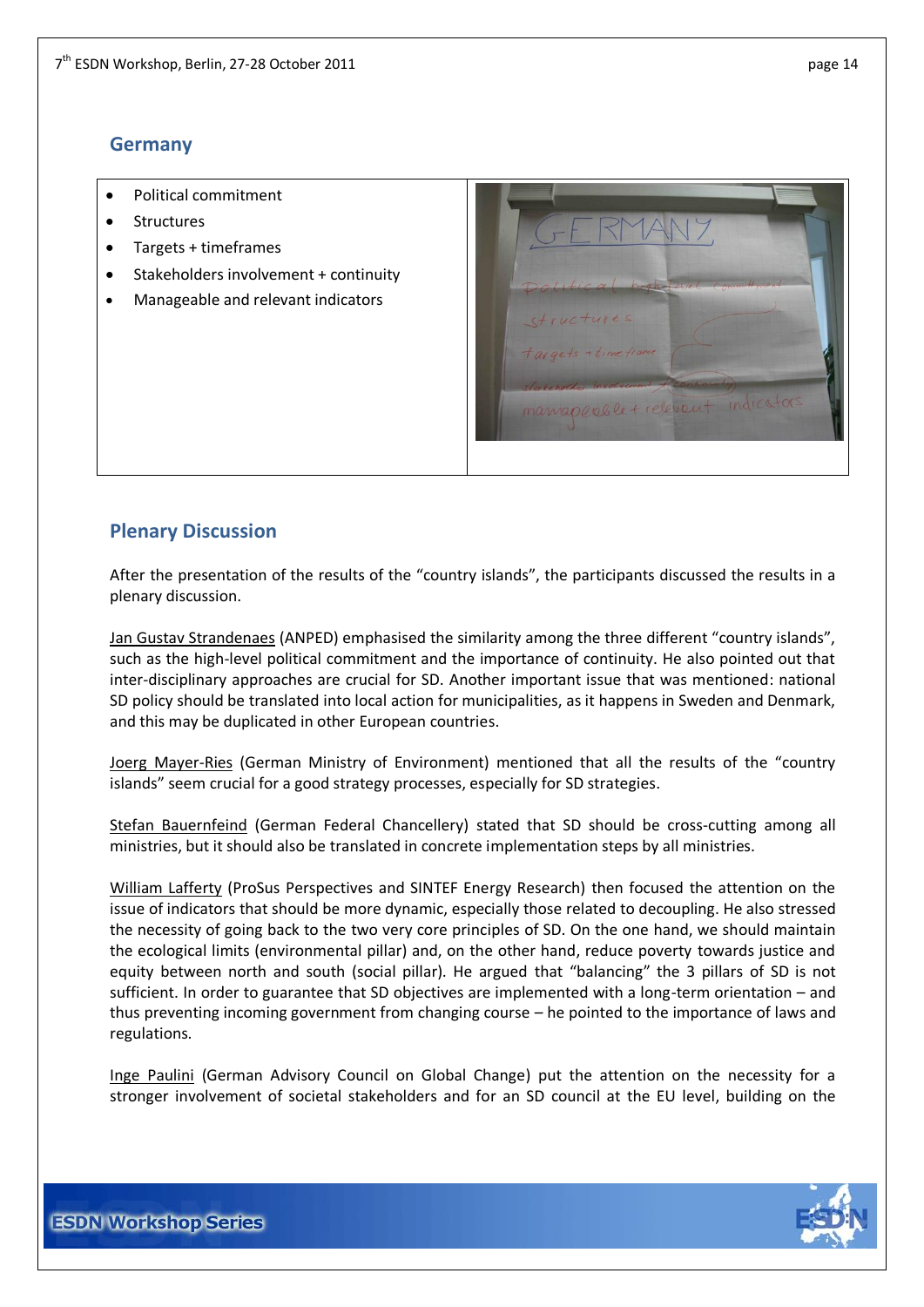## Germany

- Political commitment
- Structures
- Targets + timeframes
- Stakeholders involvement + continuity
- Manageable and relevant indicators

## Plenary Discussion

After the presentation of the results of the "country islands", the participants discussed the results in a plenary discussion.

Jan Gustav Strandenaes (ANPED) emphasised the similarity among the three different "country islands", such as the high-level political commitment and the importance of continuity. He also pointed out that inter-disciplinary approaches are crucial for SD. Another important issue that was mentioned: national SD policy should be translated into local action for municipalities, as it happens in Sweden and Denmark, and this may be duplicated in other European countries.

Joerg Mayer-Ries (German Ministry of Environment) mentioned that all the results of the "country islands" seem crucial for a good strategy processes, especially for SD strategies.

Stefan Bauernfeind (German Federal Chancellery) stated that SD should be cross-cutting among all ministries, but it should also be translated in concrete implementation steps by all ministries.

William Lafferty (ProSus Perspectives and SINTEF Energy Research) then focused the attention on the issue of indicators that should be more dynamic, especially those related to decoupling. He also stressed the necessity of going back to the two very core principles of SD. On the one hand, we should maintain the ecological limits (environmental pillar) and, on the other hand, reduce poverty towards justice and equity between north and south (social pillar). He argued that "balancing" the 3 pillars of SD is not sufficient. In order to guarantee that SD objectives are implemented with a long-term orientation – and thus preventing incoming government from changing course – he pointed to the importance of laws and regulations.

Inge Paulini (German Advisory Council on Global Change) put the attention on the necessity for a stronger involvement of societal stakeholders and for an SD council at the EU level, building on the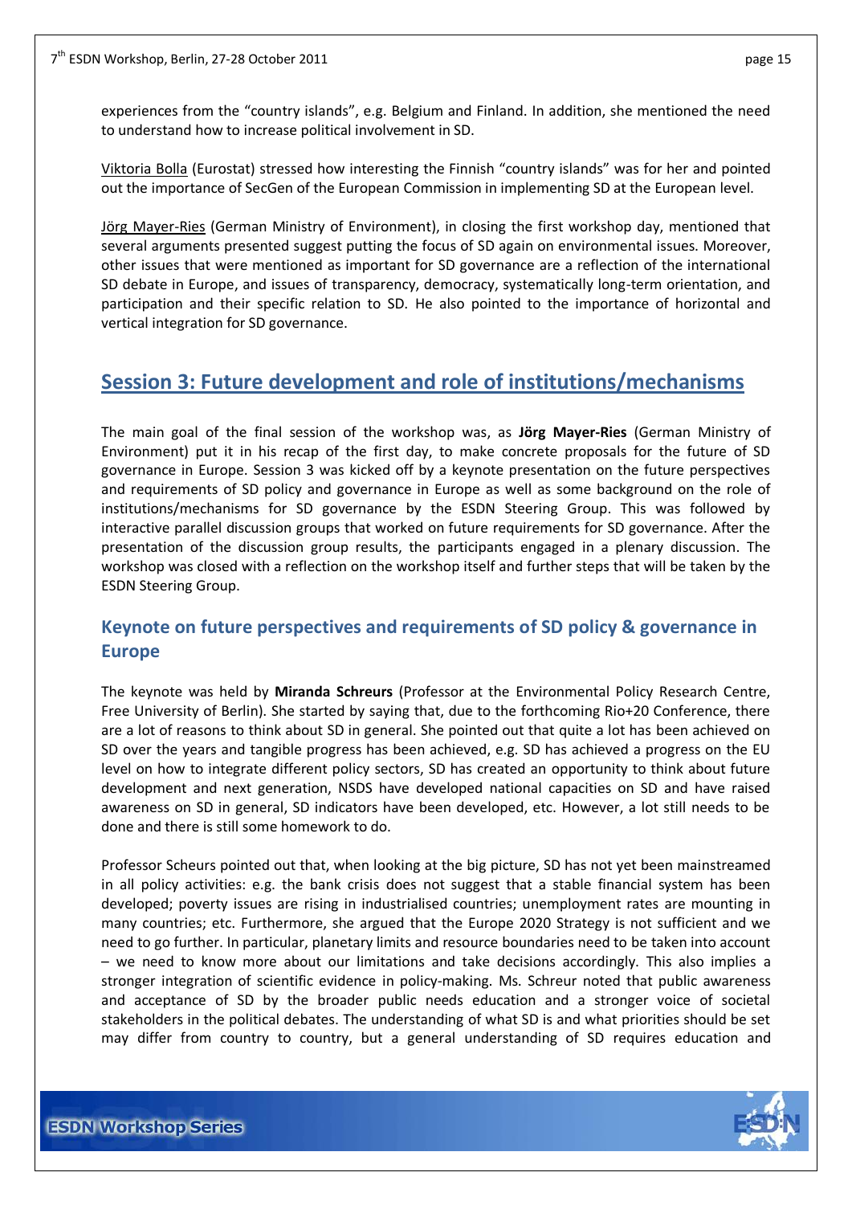experiences from the "country islands", e.g. Belgium and Finland. In addition, she mentioned the need to understand how to increase political involvement in SD.

Viktoria Bolla (Eurostat) stressed how interesting the Finnish "country islands" was for her and pointed out the importance of SecGen of the European Commission in implementing SD at the European level.

Jörg Mayer-Ries (German Ministry of Environment), in closing the first workshop day, mentioned that several arguments presented suggest putting the focus of SD again on environmental issues. Moreover, other issues that were mentioned as important for SD governance are a reflection of the international SD debate in Europe, and issues of transparency, democracy, systematically long-term orientation, and participation and their specific relation to SD. He also pointed to the importance of horizontal and vertical integration for SD governance.

## Session 3: Future development and role of institutions/mechanisms

The main goal of the final session of the workshop was, as **Jörg Mayer-Ries** (German Ministry of Environment) put it in his recap of the first day, to make concrete proposals for the future of SD governance in Europe. Session 3 was kicked off by a keynote presentation on the future perspectives and requirements of SD policy and governance in Europe as well as some background on the role of institutions/mechanisms for SD governance by the ESDN Steering Group. This was followed by interactive parallel discussion groups that worked on future requirements for SD governance. After the presentation of the discussion group results, the participants engaged in a plenary discussion. The workshop was closed with a reflection on the workshop itself and further steps that will be taken by the ESDN Steering Group.

### Keynote on future perspectives and requirements of SD policy & governance in Europe

The keynote was held by **Miranda Schreurs** (Professor at the Environmental Policy Research Centre, Free University of Berlin). She started by saying that, due to the forthcoming Rio+20 Conference, there are a lot of reasons to think about SD in general. She pointed out that quite a lot has been achieved on SD over the years and tangible progress has been achieved, e.g. SD has achieved a progress on the EU level on how to integrate different policy sectors, SD has created an opportunity to think about future development and next generation, NSDS have developed national capacities on SD and have raised awareness on SD in general, SD indicators have been developed, etc. However, a lot still needs to be done and there is still some homework to do.

Professor Scheurs pointed out that, when looking at the big picture, SD has not yet been mainstreamed in all policy activities: e.g. the bank crisis does not suggest that a stable financial system has been developed; poverty issues are rising in industrialised countries; unemployment rates are mounting in many countries; etc. Furthermore, she argued that the Europe 2020 Strategy is not sufficient and we need to go further. In particular, planetary limits and resource boundaries need to be taken into account – we need to know more about our limitations and take decisions accordingly. This also implies a stronger integration of scientific evidence in policy-making. Ms. Schreur noted that public awareness and acceptance of SD by the broader public needs education and a stronger voice of societal stakeholders in the political debates. The understanding of what SD is and what priorities should be set may differ from country to country, but a general understanding of SD requires education and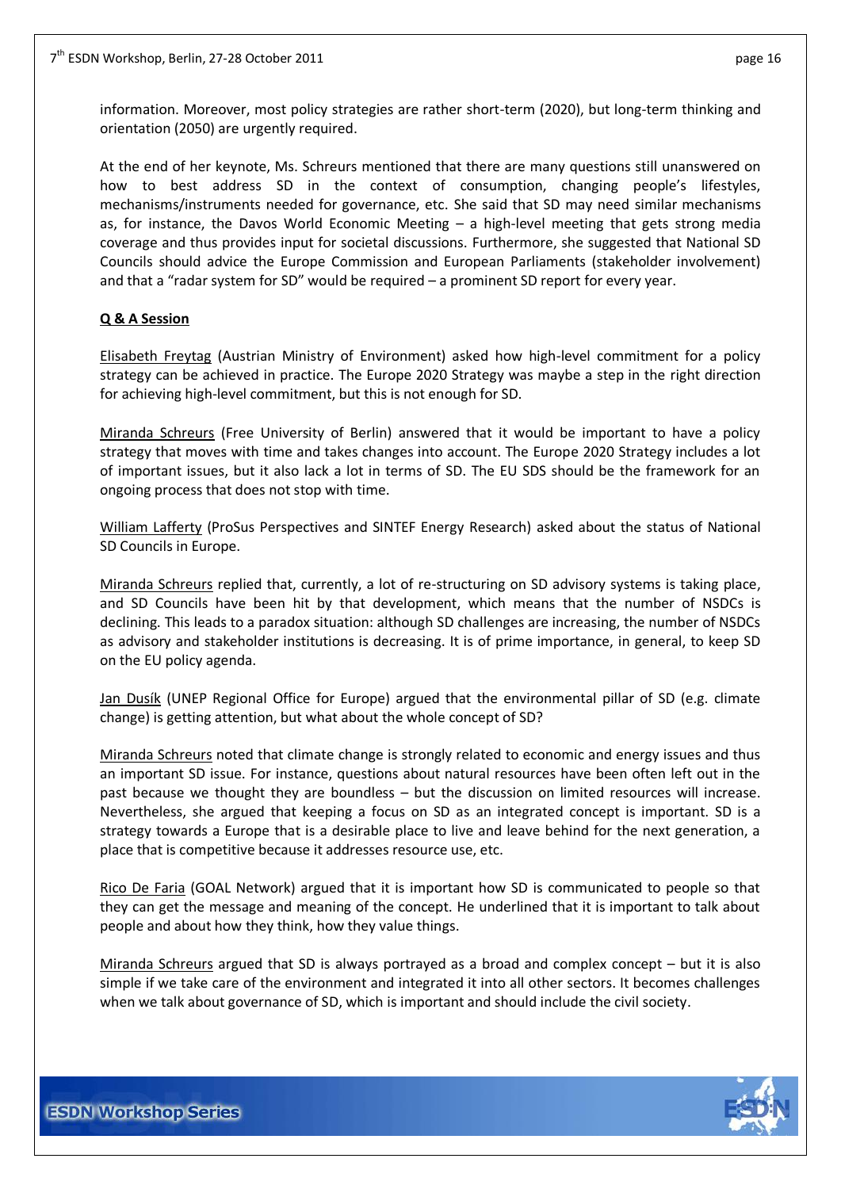information. Moreover, most policy strategies are rather short-term (2020), but long-term thinking and orientation (2050) are urgently required.

At the end of her keynote, Ms. Schreurs mentioned that there are many questions still unanswered on how to best address SD in the context of consumption, changing people's lifestyles, mechanisms/instruments needed for governance, etc. She said that SD may need similar mechanisms as, for instance, the Davos World Economic Meeting – a high-level meeting that gets strong media coverage and thus provides input for societal discussions. Furthermore, she suggested that National SD Councils should advice the Europe Commission and European Parliaments (stakeholder involvement) and that a "radar system for SD" would be required – a prominent SD report for every year.

**Q & A Session**

Elisabeth Freytag (Austrian Ministry of Environment) asked how high-level commitment for a policy strategy can be achieved in practice. The Europe 2020 Strategy was maybe a step in the right direction for achieving high-level commitment, but this is not enough for SD.

Miranda Schreurs (Free University of Berlin) answered that it would be important to have a policy strategy that moves with time and takes changes into account. The Europe 2020 Strategy includes a lot of important issues, but it also lack a lot in terms of SD. The EU SDS should be the framework for an ongoing process that does not stop with time.

William Lafferty (ProSus Perspectives and SINTEF Energy Research) asked about the status of National SD Councils in Europe.

Miranda Schreurs replied that, currently, a lot of re-structuring on SD advisory systems is taking place, and SD Councils have been hit by that development, which means that the number of NSDCs is declining. This leads to a paradox situation: although SD challenges are increasing, the number of NSDCs as advisory and stakeholder institutions is decreasing. It is of prime importance, in general, to keep SD on the EU policy agenda.

Jan Dusík (UNEP Regional Office for Europe) argued that the environmental pillar of SD (e.g. climate change) is getting attention, but what about the whole concept of SD?

Miranda Schreurs noted that climate change is strongly related to economic and energy issues and thus an important SD issue. For instance, questions about natural resources have been often left out in the past because we thought they are boundless – but the discussion on limited resources will increase. Nevertheless, she argued that keeping a focus on SD as an integrated concept is important. SD is a strategy towards a Europe that is a desirable place to live and leave behind for the next generation, a place that is competitive because it addresses resource use, etc.

Rico De Faria (GOAL Network) argued that it is important how SD is communicated to people so that they can get the message and meaning of the concept. He underlined that it is important to talk about people and about how they think, how they value things.

Miranda Schreurs argued that SD is always portrayed as a broad and complex concept – but it is also simple if we take care of the environment and integrated it into all other sectors. It becomes challenges when we talk about governance of SD, which is important and should include the civil society.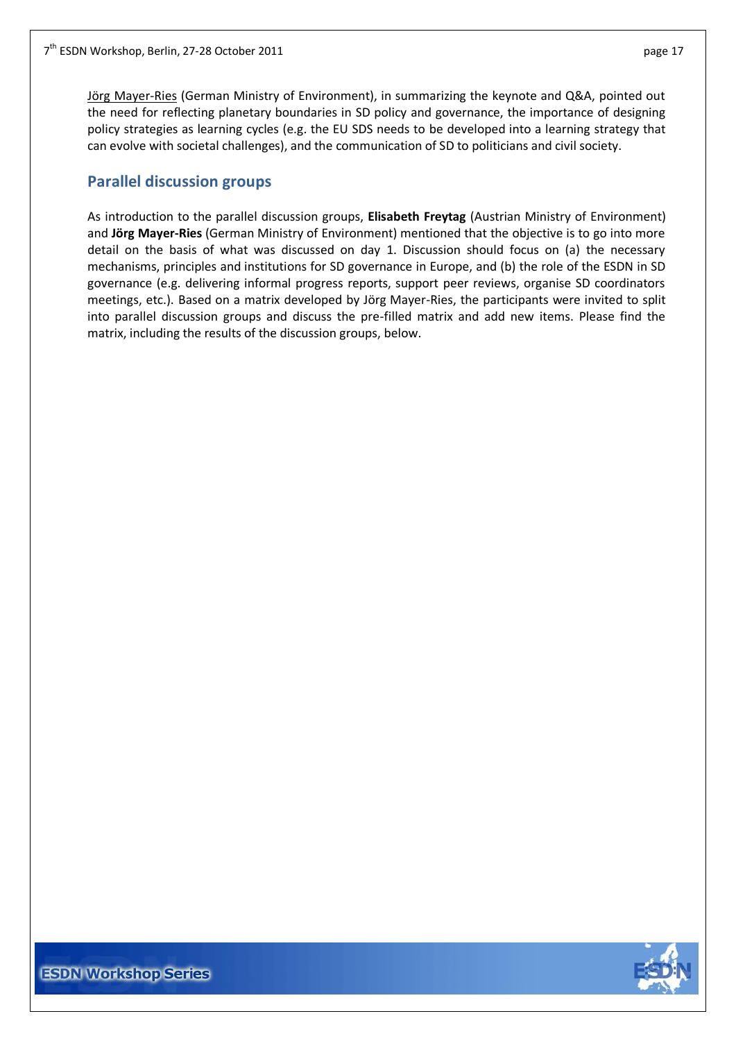Jörg Mayer-Ries (German Ministry of Environment), in summarizing the keynote and Q&A, pointed out the need for reflecting planetary boundaries in SD policy and governance, the importance of designing policy strategies as learning cycles (e.g. the EU SDS needs to be developed into a learning strategy that can evolve with societal challenges), and the communication of SD to politicians and civil society.

## Parallel discussion groups

As introduction to the parallel discussion groups, **Elisabeth Freytag** (Austrian Ministry of Environment) and **Jörg Mayer-Ries** (German Ministry of Environment) mentioned that the objective is to go into more detail on the basis of what was discussed on day 1. Discussion should focus on (a) the necessary mechanisms, principles and institutions for SD governance in Europe, and (b) the role of the ESDN in SD governance (e.g. delivering informal progress reports, support peer reviews, organise SD coordinators meetings, etc.). Based on a matrix developed by Jörg Mayer-Ries, the participants were invited to split into parallel discussion groups and discuss the pre-filled matrix and add new items. Please find the matrix, including the results of the discussion groups, below.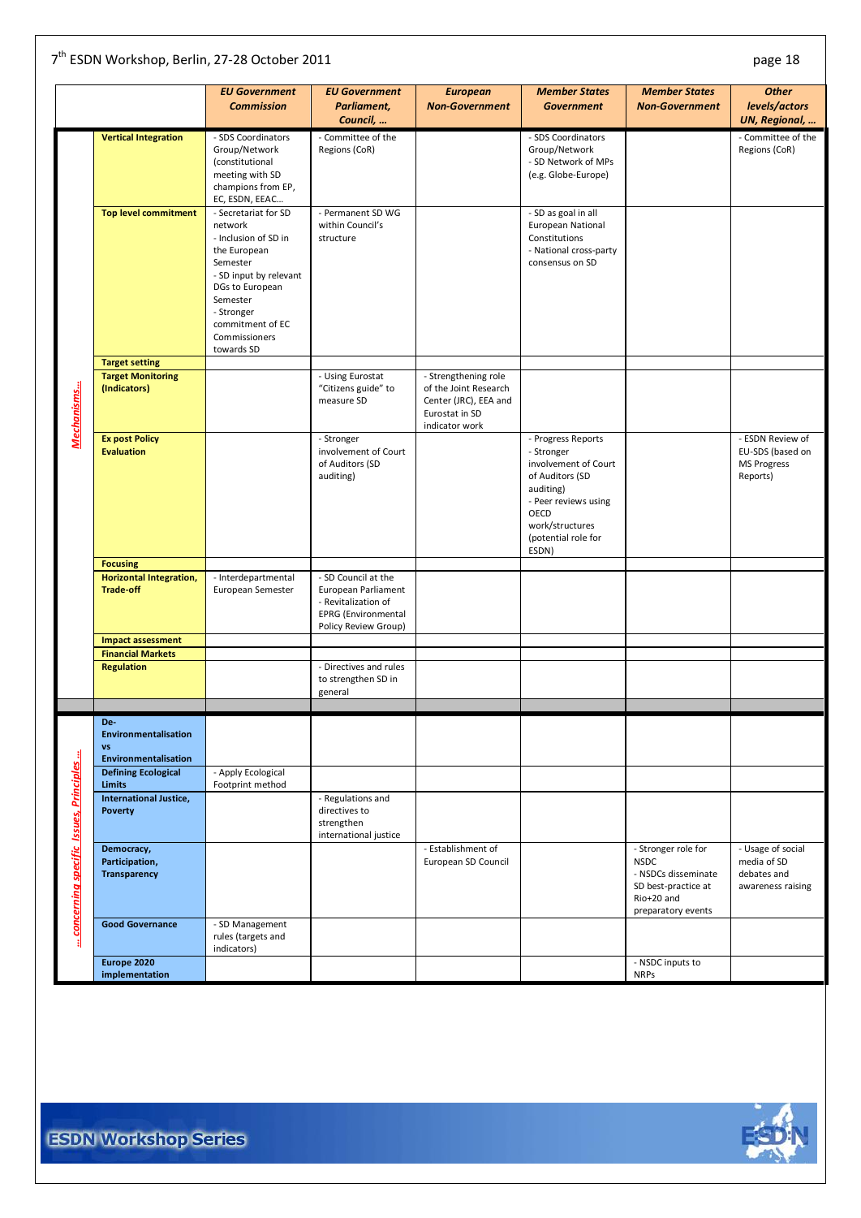| | | EU Government Commission | EU Government Parliament, Council, … | European Non-Government | Member States Government | Member States Non-Government | Other levels/actors UN, Regional, … |
|---|---|---|---|---|---|---|---|
| Mechanisms… | Vertical Integration | - SDS Coordinators Group/Network (constitutional meeting with SD champions from EP, EC, ESDN, EEAC… | - Committee of the Regions (CoR) | | - SDS Coordinators Group/Network - SD Network of MPs (e.g. Globe-Europe) | | - Committee of the Regions (CoR) |
| | Top level commitment | - Secretariat for SD network - Inclusion of SD in the European Semester - SD input by relevant DGs to European Semester - Stronger commitment of EC Commissioners towards SD | - Permanent SD WG within Council's structure | | - SD as goal in all European National Constitutions - National cross-party consensus on SD | | |
| | Target setting | | | | | | |
| | Target Monitoring (Indicators) | | - Using Eurostat "Citizens guide" to measure SD | - Strengthening role of the Joint Research Center (JRC), EEA and Eurostat in SD indicator work | | | |
| | Ex post Policy Evaluation | | - Stronger involvement of Court of Auditors (SD auditing) | | - Progress Reports - Stronger involvement of Court of Auditors (SD auditing) - Peer reviews using OECD work/structures (potential role for ESDN) | | - ESDN Review of EU-SDS (based on MS Progress Reports) |
| | Focusing | | | | | | |
| | Horizontal Integration, Trade-off | - Interdepartmental European Semester | - SD Council at the European Parliament - Revitalization of EPRG (Environmental Policy Review Group) | | | | |
| | Impact assessment | | | | | | |
| | Financial Markets | | | | | | |
| | Regulation | | - Directives and rules to strengthen SD in general | | | | |
| … concerning specific Issues, Principles … | De-Environmentalisation vs Environmentalisation | | | | | | |
| | Defining Ecological Limits | - Apply Ecological Footprint method | | | | | |
| | International Justice, Poverty | | - Regulations and directives to strengthen international justice | | | | |
| | Democracy, Participation, Transparency | | | - Establishment of European SD Council | | - Stronger role for NSDC - NSDCs disseminate SD best-practice at Rio+20 and preparatory events | - Usage of social media of SD debates and awareness raising |
| | Good Governance | - SD Management rules (targets and indicators) | | | | | |
| | Europe 2020 implementation | | | | | - NSDC inputs to NRPs | |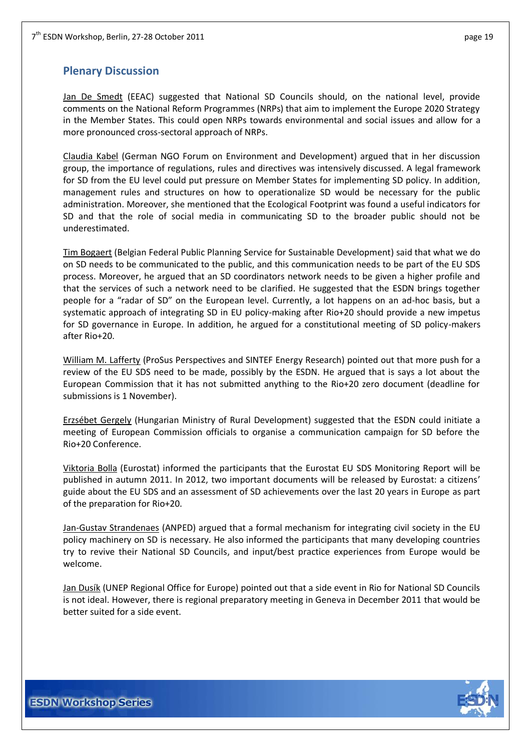## Plenary Discussion

Jan De Smedt (EEAC) suggested that National SD Councils should, on the national level, provide comments on the National Reform Programmes (NRPs) that aim to implement the Europe 2020 Strategy in the Member States. This could open NRPs towards environmental and social issues and allow for a more pronounced cross-sectoral approach of NRPs.

Claudia Kabel (German NGO Forum on Environment and Development) argued that in her discussion group, the importance of regulations, rules and directives was intensively discussed. A legal framework for SD from the EU level could put pressure on Member States for implementing SD policy. In addition, management rules and structures on how to operationalize SD would be necessary for the public administration. Moreover, she mentioned that the Ecological Footprint was found a useful indicators for SD and that the role of social media in communicating SD to the broader public should not be underestimated.

Tim Bogaert (Belgian Federal Public Planning Service for Sustainable Development) said that what we do on SD needs to be communicated to the public, and this communication needs to be part of the EU SDS process. Moreover, he argued that an SD coordinators network needs to be given a higher profile and that the services of such a network need to be clarified. He suggested that the ESDN brings together people for a "radar of SD" on the European level. Currently, a lot happens on an ad-hoc basis, but a systematic approach of integrating SD in EU policy-making after Rio+20 should provide a new impetus for SD governance in Europe. In addition, he argued for a constitutional meeting of SD policy-makers after Rio+20.

William M. Lafferty (ProSus Perspectives and SINTEF Energy Research) pointed out that more push for a review of the EU SDS need to be made, possibly by the ESDN. He argued that is says a lot about the European Commission that it has not submitted anything to the Rio+20 zero document (deadline for submissions is 1 November).

Erzsébet Gergely (Hungarian Ministry of Rural Development) suggested that the ESDN could initiate a meeting of European Commission officials to organise a communication campaign for SD before the Rio+20 Conference.

Viktoria Bolla (Eurostat) informed the participants that the Eurostat EU SDS Monitoring Report will be published in autumn 2011. In 2012, two important documents will be released by Eurostat: a citizens' guide about the EU SDS and an assessment of SD achievements over the last 20 years in Europe as part of the preparation for Rio+20.

Jan-Gustav Strandenaes (ANPED) argued that a formal mechanism for integrating civil society in the EU policy machinery on SD is necessary. He also informed the participants that many developing countries try to revive their National SD Councils, and input/best practice experiences from Europe would be welcome.

Jan Dusík (UNEP Regional Office for Europe) pointed out that a side event in Rio for National SD Councils is not ideal. However, there is regional preparatory meeting in Geneva in December 2011 that would be better suited for a side event.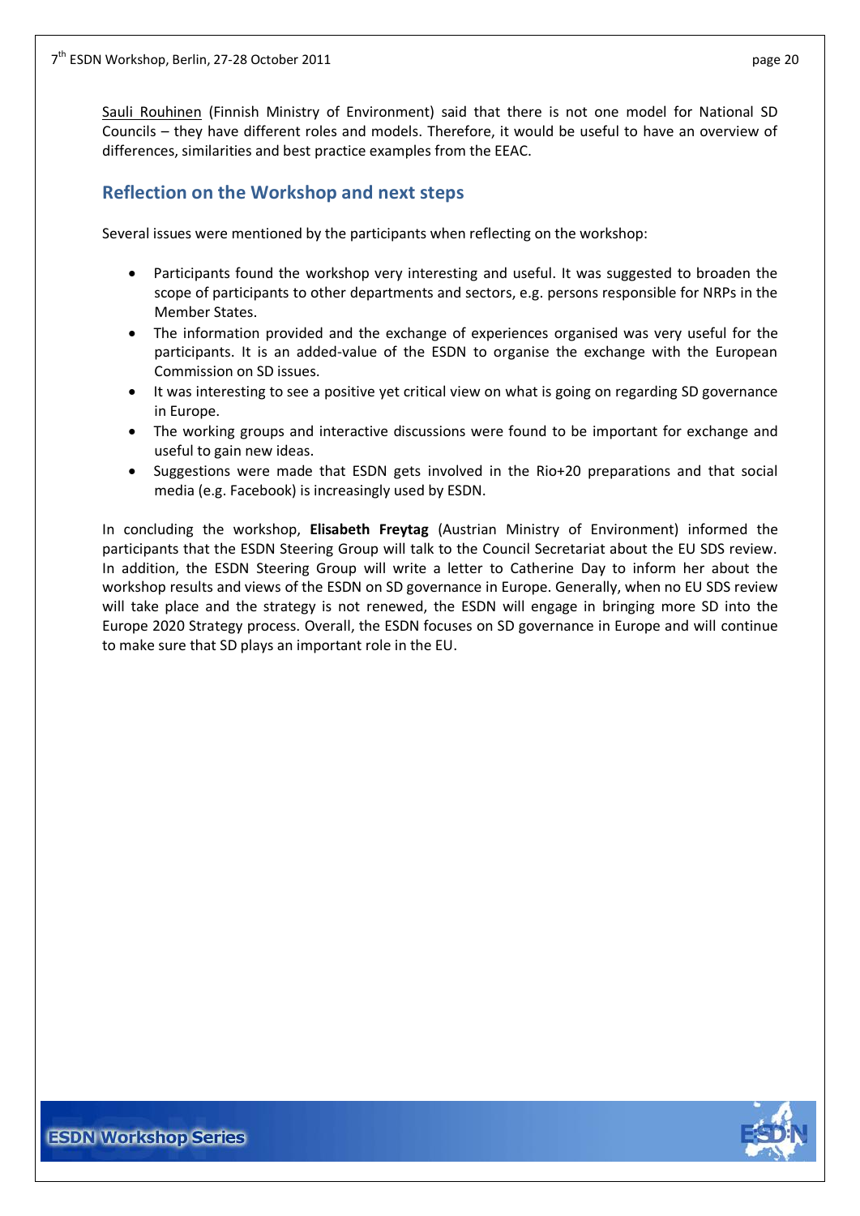Sauli Rouhinen (Finnish Ministry of Environment) said that there is not one model for National SD Councils – they have different roles and models. Therefore, it would be useful to have an overview of differences, similarities and best practice examples from the EEAC.

## Reflection on the Workshop and next steps

Several issues were mentioned by the participants when reflecting on the workshop:

- Participants found the workshop very interesting and useful. It was suggested to broaden the scope of participants to other departments and sectors, e.g. persons responsible for NRPs in the Member States.
- The information provided and the exchange of experiences organised was very useful for the participants. It is an added-value of the ESDN to organise the exchange with the European Commission on SD issues.
- It was interesting to see a positive yet critical view on what is going on regarding SD governance in Europe.
- The working groups and interactive discussions were found to be important for exchange and useful to gain new ideas.
- Suggestions were made that ESDN gets involved in the Rio+20 preparations and that social media (e.g. Facebook) is increasingly used by ESDN.

In concluding the workshop, **Elisabeth Freytag** (Austrian Ministry of Environment) informed the participants that the ESDN Steering Group will talk to the Council Secretariat about the EU SDS review. In addition, the ESDN Steering Group will write a letter to Catherine Day to inform her about the workshop results and views of the ESDN on SD governance in Europe. Generally, when no EU SDS review will take place and the strategy is not renewed, the ESDN will engage in bringing more SD into the Europe 2020 Strategy process. Overall, the ESDN focuses on SD governance in Europe and will continue to make sure that SD plays an important role in the EU.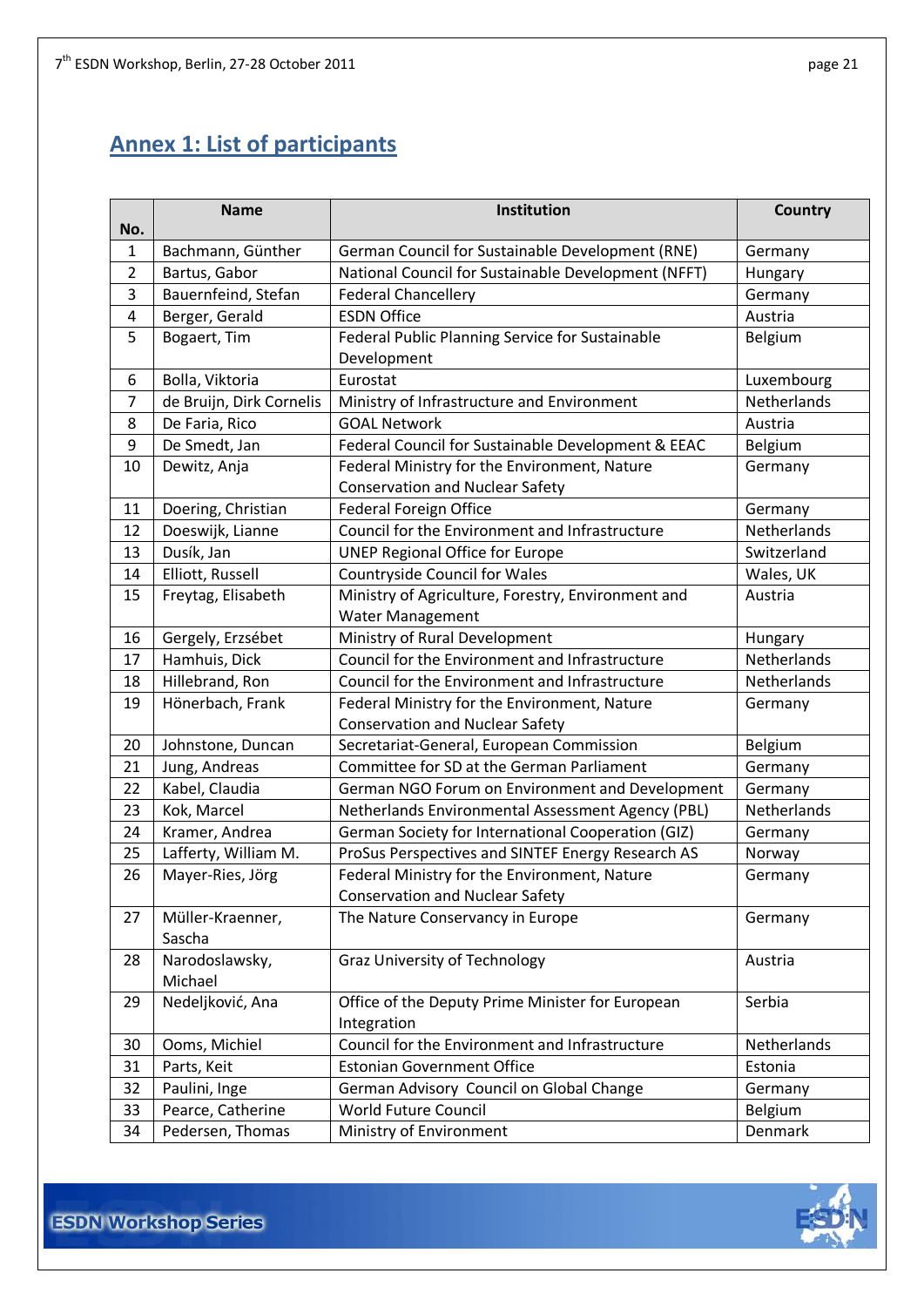## Annex 1: List of participants

| No. | Name | Institution | Country |
|---|---|---|---|
| 1 | Bachmann, Günther | German Council for Sustainable Development (RNE) | Germany |
| 2 | Bartus, Gabor | National Council for Sustainable Development (NFFT) | Hungary |
| 3 | Bauernfeind, Stefan | Federal Chancellery | Germany |
| 4 | Berger, Gerald | ESDN Office | Austria |
| 5 | Bogaert, Tim | Federal Public Planning Service for Sustainable Development | Belgium |
| 6 | Bolla, Viktoria | Eurostat | Luxembourg |
| 7 | de Bruijn, Dirk Cornelis | Ministry of Infrastructure and Environment | Netherlands |
| 8 | De Faria, Rico | GOAL Network | Austria |
| 9 | De Smedt, Jan | Federal Council for Sustainable Development & EEAC | Belgium |
| 10 | Dewitz, Anja | Federal Ministry for the Environment, Nature Conservation and Nuclear Safety | Germany |
| 11 | Doering, Christian | Federal Foreign Office | Germany |
| 12 | Doeswijk, Lianne | Council for the Environment and Infrastructure | Netherlands |
| 13 | Dusík, Jan | UNEP Regional Office for Europe | Switzerland |
| 14 | Elliott, Russell | Countryside Council for Wales | Wales, UK |
| 15 | Freytag, Elisabeth | Ministry of Agriculture, Forestry, Environment and Water Management | Austria |
| 16 | Gergely, Erzsébet | Ministry of Rural Development | Hungary |
| 17 | Hamhuis, Dick | Council for the Environment and Infrastructure | Netherlands |
| 18 | Hillebrand, Ron | Council for the Environment and Infrastructure | Netherlands |
| 19 | Hönerbach, Frank | Federal Ministry for the Environment, Nature Conservation and Nuclear Safety | Germany |
| 20 | Johnstone, Duncan | Secretariat-General, European Commission | Belgium |
| 21 | Jung, Andreas | Committee for SD at the German Parliament | Germany |
| 22 | Kabel, Claudia | German NGO Forum on Environment and Development | Germany |
| 23 | Kok, Marcel | Netherlands Environmental Assessment Agency (PBL) | Netherlands |
| 24 | Kramer, Andrea | German Society for International Cooperation (GIZ) | Germany |
| 25 | Lafferty, William M. | ProSus Perspectives and SINTEF Energy Research AS | Norway |
| 26 | Mayer-Ries, Jörg | Federal Ministry for the Environment, Nature Conservation and Nuclear Safety | Germany |
| 27 | Müller-Kraenner, Sascha | The Nature Conservancy in Europe | Germany |
| 28 | Narodoslawsky, Michael | Graz University of Technology | Austria |
| 29 | Nedeljković, Ana | Office of the Deputy Prime Minister for European Integration | Serbia |
| 30 | Ooms, Michiel | Council for the Environment and Infrastructure | Netherlands |
| 31 | Parts, Keit | Estonian Government Office | Estonia |
| 32 | Paulini, Inge | German Advisory Council on Global Change | Germany |
| 33 | Pearce, Catherine | World Future Council | Belgium |
| 34 | Pedersen, Thomas | Ministry of Environment | Denmark |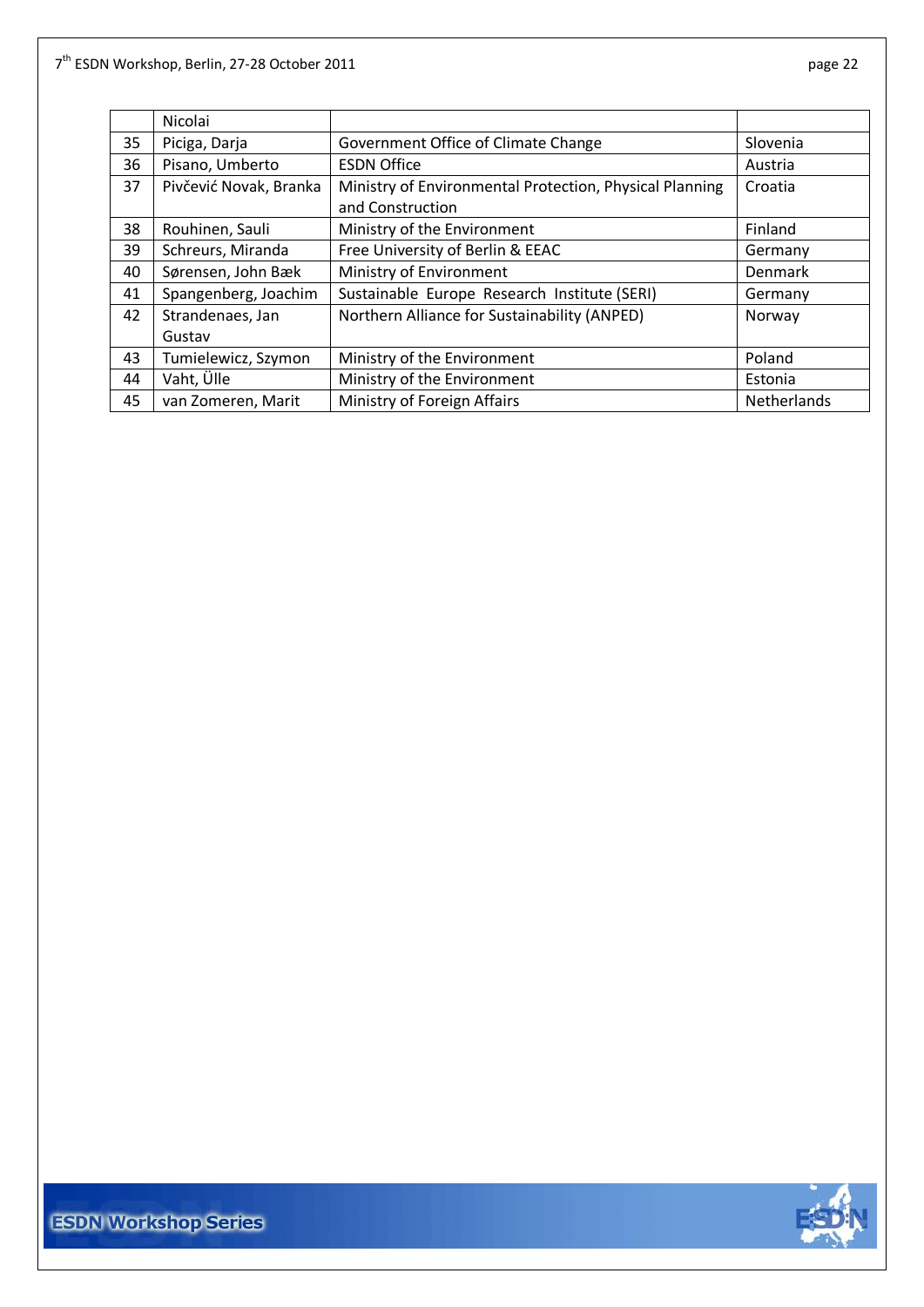| | | | |
|---|---|---|---|
| | Nicolai | | |
| 35 | Piciga, Darja | Government Office of Climate Change | Slovenia |
| 36 | Pisano, Umberto | ESDN Office | Austria |
| 37 | Pivčević Novak, Branka | Ministry of Environmental Protection, Physical Planning and Construction | Croatia |
| 38 | Rouhinen, Sauli | Ministry of the Environment | Finland |
| 39 | Schreurs, Miranda | Free University of Berlin & EEAC | Germany |
| 40 | Sørensen, John Bæk | Ministry of Environment | Denmark |
| 41 | Spangenberg, Joachim | Sustainable Europe Research Institute (SERI) | Germany |
| 42 | Strandenaes, Jan Gustav | Northern Alliance for Sustainability (ANPED) | Norway |
| 43 | Tumielewicz, Szymon | Ministry of the Environment | Poland |
| 44 | Vaht, Ülle | Ministry of the Environment | Estonia |
| 45 | van Zomeren, Marit | Ministry of Foreign Affairs | Netherlands |